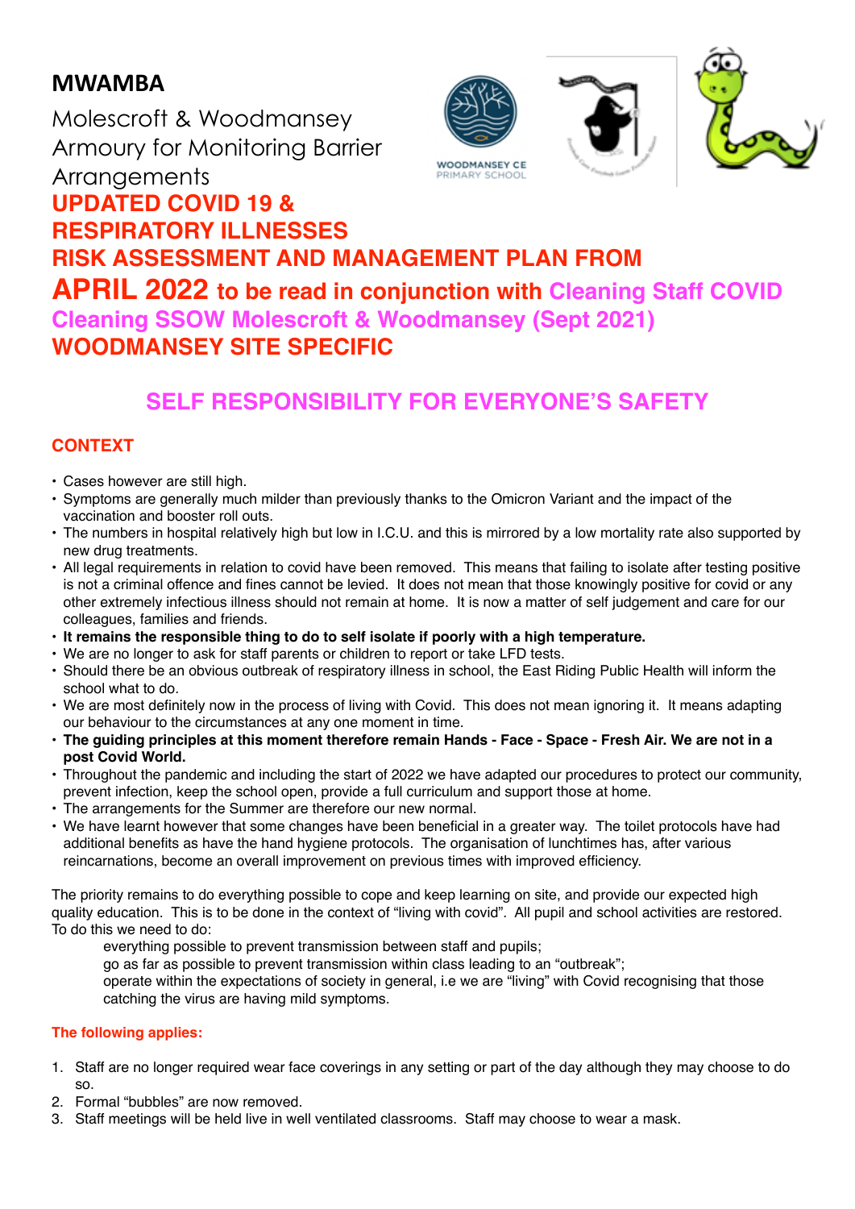# MWAMBA

Molescroft & Woodmansey Armoury for Monitoring Barrier Arrangements

WOODMANSEY CE PRIMARY SCHOOL

## UPDATED COVID 19 & RESPIRATORY ILLNESSES RISK ASSESSMENT AND MANAGEMENT PLAN FROM APRIL 2022 to be read in conjunction with Cleaning Staff COVID Cleaning SSOW Molescroft & Woodmansey (Sept 2021) WOODMANSEY SITE SPECIFIC

## SELF RESPONSIBILITY FOR EVERYONE'S SAFETY

### CONTEXT

- Cases however are still high.
- Symptoms are generally much milder than previously thanks to the Omicron Variant and the impact of the vaccination and booster roll outs.
- The numbers in hospital relatively high but low in I.C.U. and this is mirrored by a low mortality rate also supported by new drug treatments.
- All legal requirements in relation to covid have been removed. This means that failing to isolate after testing positive is not a criminal offence and fines cannot be levied. It does not mean that those knowingly positive for covid or any other extremely infectious illness should not remain at home. It is now a matter of self judgement and care for our colleagues, families and friends.
- **It remains the responsible thing to do to self isolate if poorly with a high temperature.**
- We are no longer to ask for staff parents or children to report or take LFD tests.
- Should there be an obvious outbreak of respiratory illness in school, the East Riding Public Health will inform the school what to do.
- We are most definitely now in the process of living with Covid. This does not mean ignoring it. It means adapting our behaviour to the circumstances at any one moment in time.
- **The guiding principles at this moment therefore remain Hands - Face - Space - Fresh Air. We are not in a post Covid World.**
- Throughout the pandemic and including the start of 2022 we have adapted our procedures to protect our community, prevent infection, keep the school open, provide a full curriculum and support those at home.
- The arrangements for the Summer are therefore our new normal.
- We have learnt however that some changes have been beneficial in a greater way. The toilet protocols have had additional benefits as have the hand hygiene protocols. The organisation of lunchtimes has, after various reincarnations, become an overall improvement on previous times with improved efficiency.

The priority remains to do everything possible to cope and keep learning on site, and provide our expected high quality education. This is to be done in the context of "living with covid". All pupil and school activities are restored. To do this we need to do:

> everything possible to prevent transmission between staff and pupils;
> go as far as possible to prevent transmission within class leading to an "outbreak";
> operate within the expectations of society in general, i.e we are "living" with Covid recognising that those catching the virus are having mild symptoms.

**The following applies:**

1. Staff are no longer required wear face coverings in any setting or part of the day although they may choose to do so.
2. Formal "bubbles" are now removed.
3. Staff meetings will be held live in well ventilated classrooms. Staff may choose to wear a mask.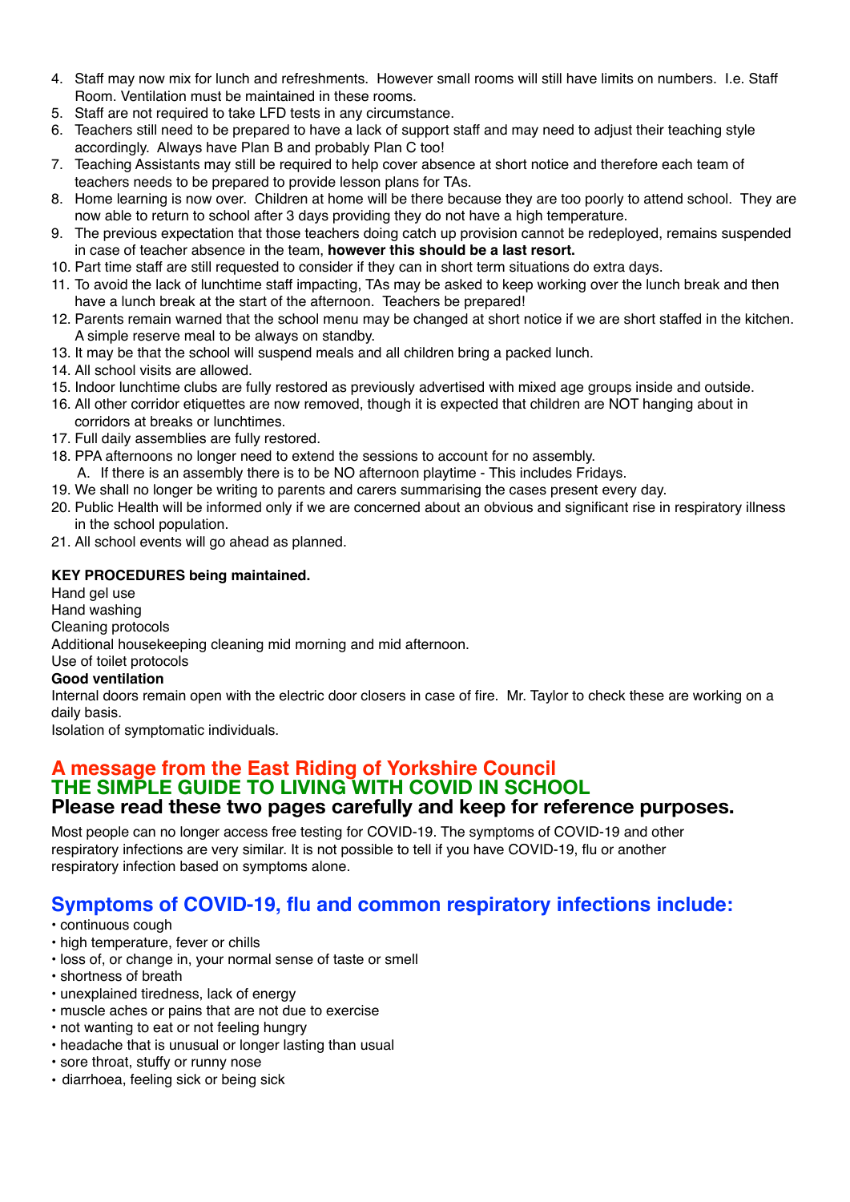4. Staff may now mix for lunch and refreshments. However small rooms will still have limits on numbers. I.e. Staff Room. Ventilation must be maintained in these rooms.
5. Staff are not required to take LFD tests in any circumstance.
6. Teachers still need to be prepared to have a lack of support staff and may need to adjust their teaching style accordingly. Always have Plan B and probably Plan C too!
7. Teaching Assistants may still be required to help cover absence at short notice and therefore each team of teachers needs to be prepared to provide lesson plans for TAs.
8. Home learning is now over. Children at home will be there because they are too poorly to attend school. They are now able to return to school after 3 days providing they do not have a high temperature.
9. The previous expectation that those teachers doing catch up provision cannot be redeployed, remains suspended in case of teacher absence in the team, **however this should be a last resort.**
10. Part time staff are still requested to consider if they can in short term situations do extra days.
11. To avoid the lack of lunchtime staff impacting, TAs may be asked to keep working over the lunch break and then have a lunch break at the start of the afternoon. Teachers be prepared!
12. Parents remain warned that the school menu may be changed at short notice if we are short staffed in the kitchen. A simple reserve meal to be always on standby.
13. It may be that the school will suspend meals and all children bring a packed lunch.
14. All school visits are allowed.
15. Indoor lunchtime clubs are fully restored as previously advertised with mixed age groups inside and outside.
16. All other corridor etiquettes are now removed, though it is expected that children are NOT hanging about in corridors at breaks or lunchtimes.
17. Full daily assemblies are fully restored.
18. PPA afternoons no longer need to extend the sessions to account for no assembly.
    A. If there is an assembly there is to be NO afternoon playtime - This includes Fridays.
19. We shall no longer be writing to parents and carers summarising the cases present every day.
20. Public Health will be informed only if we are concerned about an obvious and significant rise in respiratory illness in the school population.
21. All school events will go ahead as planned.

**KEY PROCEDURES being maintained.**

Hand gel use
Hand washing
Cleaning protocols
Additional housekeeping cleaning mid morning and mid afternoon.
Use of toilet protocols

**Good ventilation**

Internal doors remain open with the electric door closers in case of fire. Mr. Taylor to check these are working on a daily basis.
Isolation of symptomatic individuals.

## A message from the East Riding of Yorkshire Council
## THE SIMPLE GUIDE TO LIVING WITH COVID IN SCHOOL
### Please read these two pages carefully and keep for reference purposes.

Most people can no longer access free testing for COVID-19. The symptoms of COVID-19 and other respiratory infections are very similar. It is not possible to tell if you have COVID-19, flu or another respiratory infection based on symptoms alone.

## Symptoms of COVID-19, flu and common respiratory infections include:

- continuous cough
- high temperature, fever or chills
- loss of, or change in, your normal sense of taste or smell
- shortness of breath
- unexplained tiredness, lack of energy
- muscle aches or pains that are not due to exercise
- not wanting to eat or not feeling hungry
- headache that is unusual or longer lasting than usual
- sore throat, stuffy or runny nose
- diarrhoea, feeling sick or being sick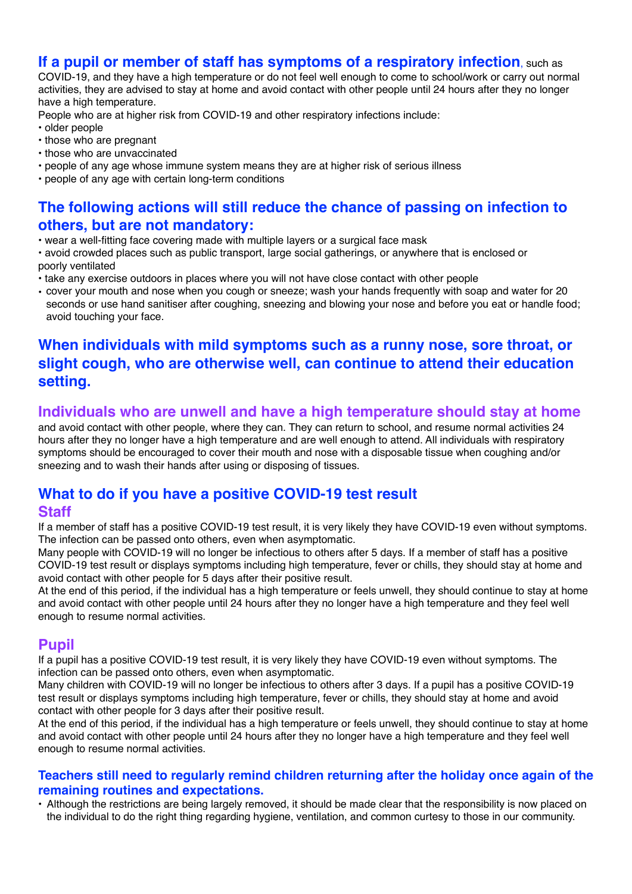**If a pupil or member of staff has symptoms of a respiratory infection**, such as COVID-19, and they have a high temperature or do not feel well enough to come to school/work or carry out normal activities, they are advised to stay at home and avoid contact with other people until 24 hours after they no longer have a high temperature.

People who are at higher risk from COVID-19 and other respiratory infections include:

- older people
- those who are pregnant
- those who are unvaccinated
- people of any age whose immune system means they are at higher risk of serious illness
- people of any age with certain long-term conditions

## The following actions will still reduce the chance of passing on infection to others, but are not mandatory:

- wear a well-fitting face covering made with multiple layers or a surgical face mask
- avoid crowded places such as public transport, large social gatherings, or anywhere that is enclosed or poorly ventilated
- take any exercise outdoors in places where you will not have close contact with other people
- cover your mouth and nose when you cough or sneeze; wash your hands frequently with soap and water for 20 seconds or use hand sanitiser after coughing, sneezing and blowing your nose and before you eat or handle food; avoid touching your face.

## When individuals with mild symptoms such as a runny nose, sore throat, or slight cough, who are otherwise well, can continue to attend their education setting.

## Individuals who are unwell and have a high temperature should stay at home

and avoid contact with other people, where they can. They can return to school, and resume normal activities 24 hours after they no longer have a high temperature and are well enough to attend. All individuals with respiratory symptoms should be encouraged to cover their mouth and nose with a disposable tissue when coughing and/or sneezing and to wash their hands after using or disposing of tissues.

## What to do if you have a positive COVID-19 test result

### Staff

If a member of staff has a positive COVID-19 test result, it is very likely they have COVID-19 even without symptoms. The infection can be passed onto others, even when asymptomatic.

Many people with COVID-19 will no longer be infectious to others after 5 days. If a member of staff has a positive COVID-19 test result or displays symptoms including high temperature, fever or chills, they should stay at home and avoid contact with other people for 5 days after their positive result.

At the end of this period, if the individual has a high temperature or feels unwell, they should continue to stay at home and avoid contact with other people until 24 hours after they no longer have a high temperature and they feel well enough to resume normal activities.

### Pupil

If a pupil has a positive COVID-19 test result, it is very likely they have COVID-19 even without symptoms. The infection can be passed onto others, even when asymptomatic.

Many children with COVID-19 will no longer be infectious to others after 3 days. If a pupil has a positive COVID-19 test result or displays symptoms including high temperature, fever or chills, they should stay at home and avoid contact with other people for 3 days after their positive result.

At the end of this period, if the individual has a high temperature or feels unwell, they should continue to stay at home and avoid contact with other people until 24 hours after they no longer have a high temperature and they feel well enough to resume normal activities.

### Teachers still need to regularly remind children returning after the holiday once again of the remaining routines and expectations.

- Although the restrictions are being largely removed, it should be made clear that the responsibility is now placed on the individual to do the right thing regarding hygiene, ventilation, and common curtesy to those in our community.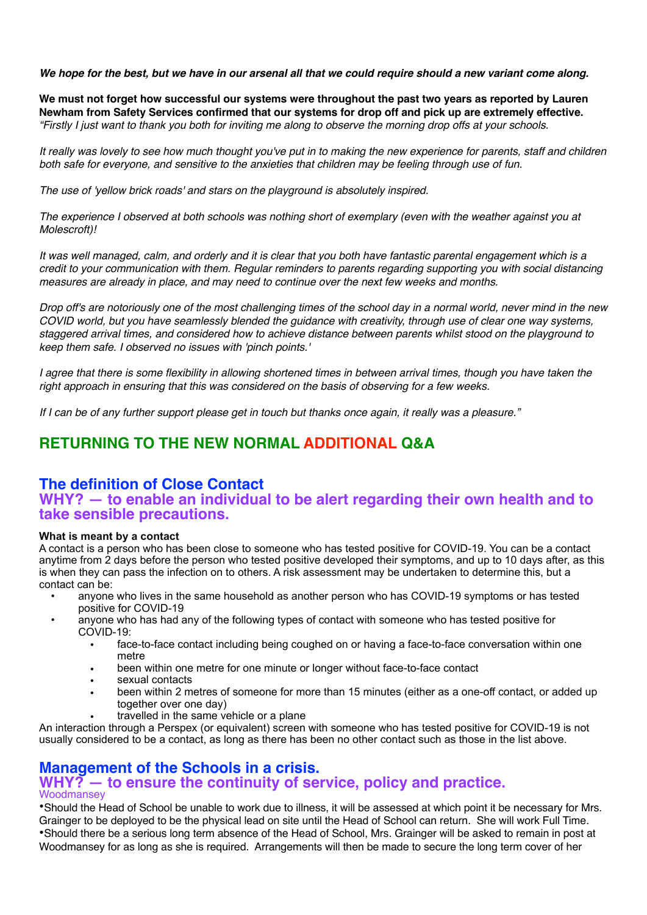***We hope for the best, but we have in our arsenal all that we could require should a new variant come along.***

**We must not forget how successful our systems were throughout the past two years as reported by Lauren Newham from Safety Services confirmed that our systems for drop off and pick up are extremely effective.**
*"Firstly I just want to thank you both for inviting me along to observe the morning drop offs at your schools.*

*It really was lovely to see how much thought you've put in to making the new experience for parents, staff and children both safe for everyone, and sensitive to the anxieties that children may be feeling through use of fun.*

*The use of 'yellow brick roads' and stars on the playground is absolutely inspired.*

*The experience I observed at both schools was nothing short of exemplary (even with the weather against you at Molescroft)!*

*It was well managed, calm, and orderly and it is clear that you both have fantastic parental engagement which is a credit to your communication with them. Regular reminders to parents regarding supporting you with social distancing measures are already in place, and may need to continue over the next few weeks and months.*

*Drop off's are notoriously one of the most challenging times of the school day in a normal world, never mind in the new COVID world, but you have seamlessly blended the guidance with creativity, through use of clear one way systems, staggered arrival times, and considered how to achieve distance between parents whilst stood on the playground to keep them safe. I observed no issues with 'pinch points.'*

*I agree that there is some flexibility in allowing shortened times in between arrival times, though you have taken the right approach in ensuring that this was considered on the basis of observing for a few weeks.*

*If I can be of any further support please get in touch but thanks once again, it really was a pleasure."*

## RETURNING TO THE NEW NORMAL ADDITIONAL Q&A

### The definition of Close Contact
### WHY? — to enable an individual to be alert regarding their own health and to take sensible precautions.

**What is meant by a contact**
A contact is a person who has been close to someone who has tested positive for COVID-19. You can be a contact anytime from 2 days before the person who tested positive developed their symptoms, and up to 10 days after, as this is when they can pass the infection on to others. A risk assessment may be undertaken to determine this, but a contact can be:

- anyone who lives in the same household as another person who has COVID-19 symptoms or has tested positive for COVID-19
- anyone who has had any of the following types of contact with someone who has tested positive for COVID-19:
  - face-to-face contact including being coughed on or having a face-to-face conversation within one metre
  - been within one metre for one minute or longer without face-to-face contact
  - sexual contacts
  - been within 2 metres of someone for more than 15 minutes (either as a one-off contact, or added up together over one day)
  - travelled in the same vehicle or a plane

An interaction through a Perspex (or equivalent) screen with someone who has tested positive for COVID-19 is not usually considered to be a contact, as long as there has been no other contact such as those in the list above.

### Management of the Schools in a crisis.
### WHY? — to ensure the continuity of service, policy and practice.

Woodmansey

- Should the Head of School be unable to work due to illness, it will be assessed at which point it be necessary for Mrs. Grainger to be deployed to be the physical lead on site until the Head of School can return. She will work Full Time.
- Should there be a serious long term absence of the Head of School, Mrs. Grainger will be asked to remain in post at Woodmansey for as long as she is required. Arrangements will then be made to secure the long term cover of her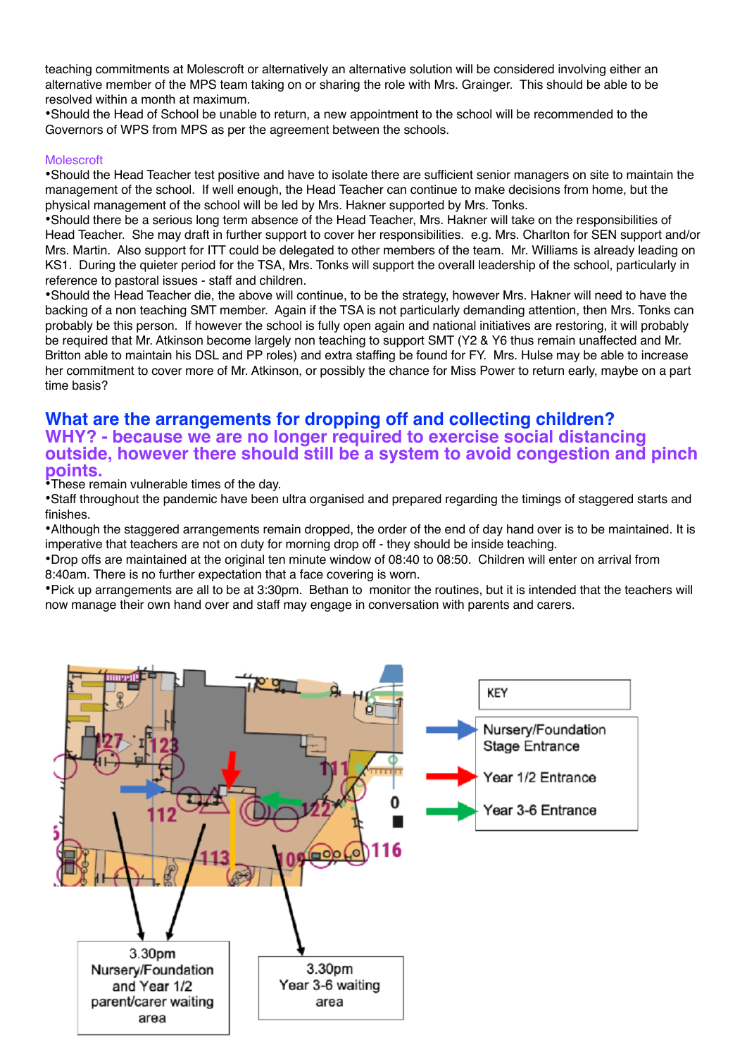teaching commitments at Molescroft or alternatively an alternative solution will be considered involving either an alternative member of the MPS team taking on or sharing the role with Mrs. Grainger. This should be able to be resolved within a month at maximum.

•Should the Head of School be unable to return, a new appointment to the school will be recommended to the Governors of WPS from MPS as per the agreement between the schools.

Molescroft

•Should the Head Teacher test positive and have to isolate there are sufficient senior managers on site to maintain the management of the school. If well enough, the Head Teacher can continue to make decisions from home, but the physical management of the school will be led by Mrs. Hakner supported by Mrs. Tonks.

•Should there be a serious long term absence of the Head Teacher, Mrs. Hakner will take on the responsibilities of Head Teacher. She may draft in further support to cover her responsibilities. e.g. Mrs. Charlton for SEN support and/or Mrs. Martin. Also support for ITT could be delegated to other members of the team. Mr. Williams is already leading on KS1. During the quieter period for the TSA, Mrs. Tonks will support the overall leadership of the school, particularly in reference to pastoral issues - staff and children.

•Should the Head Teacher die, the above will continue, to be the strategy, however Mrs. Hakner will need to have the backing of a non teaching SMT member. Again if the TSA is not particularly demanding attention, then Mrs. Tonks can probably be this person. If however the school is fully open again and national initiatives are restoring, it will probably be required that Mr. Atkinson become largely non teaching to support SMT (Y2 & Y6 thus remain unaffected and Mr. Britton able to maintain his DSL and PP roles) and extra staffing be found for FY. Mrs. Hulse may be able to increase her commitment to cover more of Mr. Atkinson, or possibly the chance for Miss Power to return early, maybe on a part time basis?

## What are the arrangements for dropping off and collecting children?

## WHY? - because we are no longer required to exercise social distancing outside, however there should still be a system to avoid congestion and pinch points.

•These remain vulnerable times of the day.

•Staff throughout the pandemic have been ultra organised and prepared regarding the timings of staggered starts and finishes.

•Although the staggered arrangements remain dropped, the order of the end of day hand over is to be maintained. It is imperative that teachers are not on duty for morning drop off - they should be inside teaching.

•Drop offs are maintained at the original ten minute window of 08:40 to 08:50. Children will enter on arrival from 8:40am. There is no further expectation that a face covering is worn.

•Pick up arrangements are all to be at 3:30pm. Bethan to monitor the routines, but it is intended that the teachers will now manage their own hand over and staff may engage in conversation with parents and carers.

KEY
- Nursery/Foundation Stage Entrance
- Year 1/2 Entrance
- Year 3-6 Entrance

3.30pm Nursery/Foundation and Year 1/2 parent/carer waiting area

3.30pm Year 3-6 waiting area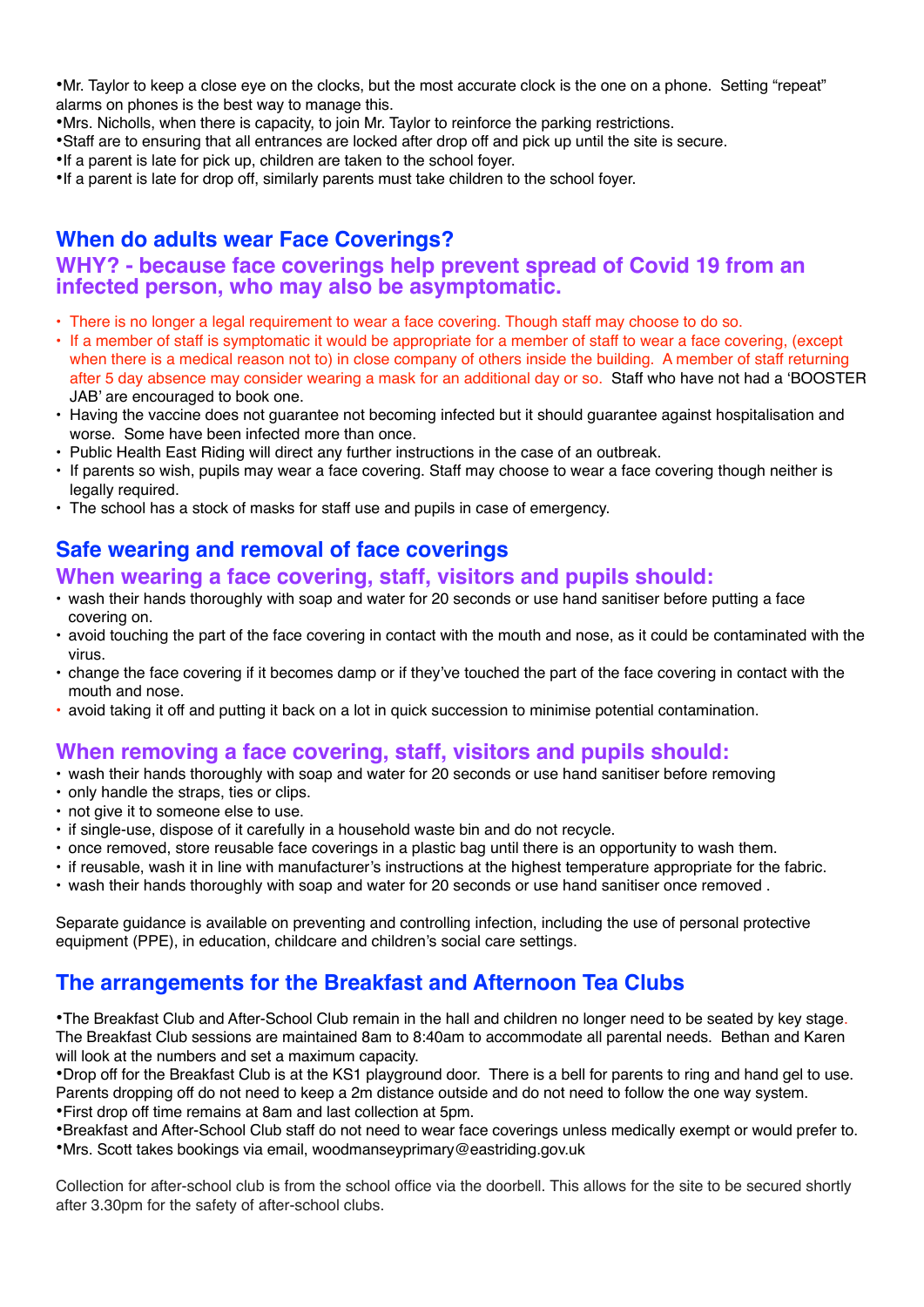- Mr. Taylor to keep a close eye on the clocks, but the most accurate clock is the one on a phone. Setting "repeat" alarms on phones is the best way to manage this.
- Mrs. Nicholls, when there is capacity, to join Mr. Taylor to reinforce the parking restrictions.
- Staff are to ensuring that all entrances are locked after drop off and pick up until the site is secure.
- If a parent is late for pick up, children are taken to the school foyer.
- If a parent is late for drop off, similarly parents must take children to the school foyer.

## When do adults wear Face Coverings?

### WHY? - because face coverings help prevent spread of Covid 19 from an infected person, who may also be asymptomatic.

- There is no longer a legal requirement to wear a face covering. Though staff may choose to do so.
- If a member of staff is symptomatic it would be appropriate for a member of staff to wear a face covering, (except when there is a medical reason not to) in close company of others inside the building. A member of staff returning after 5 day absence may consider wearing a mask for an additional day or so. Staff who have not had a 'BOOSTER JAB' are encouraged to book one.
- Having the vaccine does not guarantee not becoming infected but it should guarantee against hospitalisation and worse. Some have been infected more than once.
- Public Health East Riding will direct any further instructions in the case of an outbreak.
- If parents so wish, pupils may wear a face covering. Staff may choose to wear a face covering though neither is legally required.
- The school has a stock of masks for staff use and pupils in case of emergency.

## Safe wearing and removal of face coverings

### When wearing a face covering, staff, visitors and pupils should:

- wash their hands thoroughly with soap and water for 20 seconds or use hand sanitiser before putting a face covering on.
- avoid touching the part of the face covering in contact with the mouth and nose, as it could be contaminated with the virus.
- change the face covering if it becomes damp or if they've touched the part of the face covering in contact with the mouth and nose.
- avoid taking it off and putting it back on a lot in quick succession to minimise potential contamination.

### When removing a face covering, staff, visitors and pupils should:

- wash their hands thoroughly with soap and water for 20 seconds or use hand sanitiser before removing
- only handle the straps, ties or clips.
- not give it to someone else to use.
- if single-use, dispose of it carefully in a household waste bin and do not recycle.
- once removed, store reusable face coverings in a plastic bag until there is an opportunity to wash them.
- if reusable, wash it in line with manufacturer's instructions at the highest temperature appropriate for the fabric.
- wash their hands thoroughly with soap and water for 20 seconds or use hand sanitiser once removed .

Separate guidance is available on preventing and controlling infection, including the use of personal protective equipment (PPE), in education, childcare and children's social care settings.

## The arrangements for the Breakfast and Afternoon Tea Clubs

- The Breakfast Club and After-School Club remain in the hall and children no longer need to be seated by key stage. The Breakfast Club sessions are maintained 8am to 8:40am to accommodate all parental needs. Bethan and Karen will look at the numbers and set a maximum capacity.
- Drop off for the Breakfast Club is at the KS1 playground door. There is a bell for parents to ring and hand gel to use. Parents dropping off do not need to keep a 2m distance outside and do not need to follow the one way system.
- First drop off time remains at 8am and last collection at 5pm.
- Breakfast and After-School Club staff do not need to wear face coverings unless medically exempt or would prefer to.
- Mrs. Scott takes bookings via email, woodmanseyprimary@eastriding.gov.uk

Collection for after-school club is from the school office via the doorbell. This allows for the site to be secured shortly after 3.30pm for the safety of after-school clubs.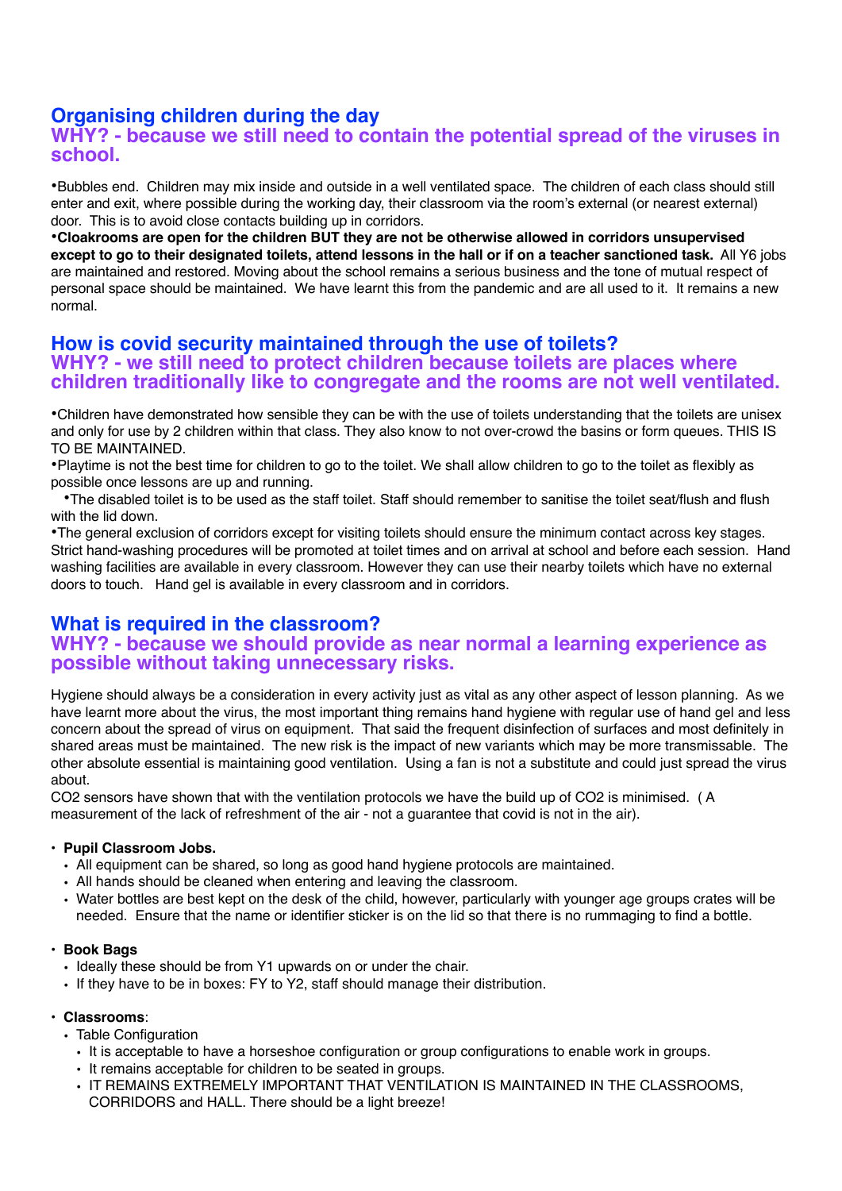## Organising children during the day

### WHY? - because we still need to contain the potential spread of the viruses in school.

•Bubbles end. Children may mix inside and outside in a well ventilated space. The children of each class should still enter and exit, where possible during the working day, their classroom via the room's external (or nearest external) door. This is to avoid close contacts building up in corridors.

**•Cloakrooms are open for the children BUT they are not be otherwise allowed in corridors unsupervised except to go to their designated toilets, attend lessons in the hall or if on a teacher sanctioned task.** All Y6 jobs are maintained and restored. Moving about the school remains a serious business and the tone of mutual respect of personal space should be maintained. We have learnt this from the pandemic and are all used to it. It remains a new normal.

## How is covid security maintained through the use of toilets?

### WHY? - we still need to protect children because toilets are places where children traditionally like to congregate and the rooms are not well ventilated.

•Children have demonstrated how sensible they can be with the use of toilets understanding that the toilets are unisex and only for use by 2 children within that class. They also know to not over-crowd the basins or form queues. THIS IS TO BE MAINTAINED.

•Playtime is not the best time for children to go to the toilet. We shall allow children to go to the toilet as flexibly as possible once lessons are up and running.

•The disabled toilet is to be used as the staff toilet. Staff should remember to sanitise the toilet seat/flush and flush with the lid down.

•The general exclusion of corridors except for visiting toilets should ensure the minimum contact across key stages. Strict hand-washing procedures will be promoted at toilet times and on arrival at school and before each session. Hand washing facilities are available in every classroom. However they can use their nearby toilets which have no external doors to touch. Hand gel is available in every classroom and in corridors.

## What is required in the classroom?

### WHY? - because we should provide as near normal a learning experience as possible without taking unnecessary risks.

Hygiene should always be a consideration in every activity just as vital as any other aspect of lesson planning. As we have learnt more about the virus, the most important thing remains hand hygiene with regular use of hand gel and less concern about the spread of virus on equipment. That said the frequent disinfection of surfaces and most definitely in shared areas must be maintained. The new risk is the impact of new variants which may be more transmissable. The other absolute essential is maintaining good ventilation. Using a fan is not a substitute and could just spread the virus about.

CO2 sensors have shown that with the ventilation protocols we have the build up of CO2 is minimised. ( A measurement of the lack of refreshment of the air - not a guarantee that covid is not in the air).

- **Pupil Classroom Jobs.**
  - All equipment can be shared, so long as good hand hygiene protocols are maintained.
  - All hands should be cleaned when entering and leaving the classroom.
  - Water bottles are best kept on the desk of the child, however, particularly with younger age groups crates will be needed. Ensure that the name or identifier sticker is on the lid so that there is no rummaging to find a bottle.
- **Book Bags**
  - Ideally these should be from Y1 upwards on or under the chair.
  - If they have to be in boxes: FY to Y2, staff should manage their distribution.
- **Classrooms**:
  - Table Configuration
    - It is acceptable to have a horseshoe configuration or group configurations to enable work in groups.
    - It remains acceptable for children to be seated in groups.
    - IT REMAINS EXTREMELY IMPORTANT THAT VENTILATION IS MAINTAINED IN THE CLASSROOMS, CORRIDORS and HALL. There should be a light breeze!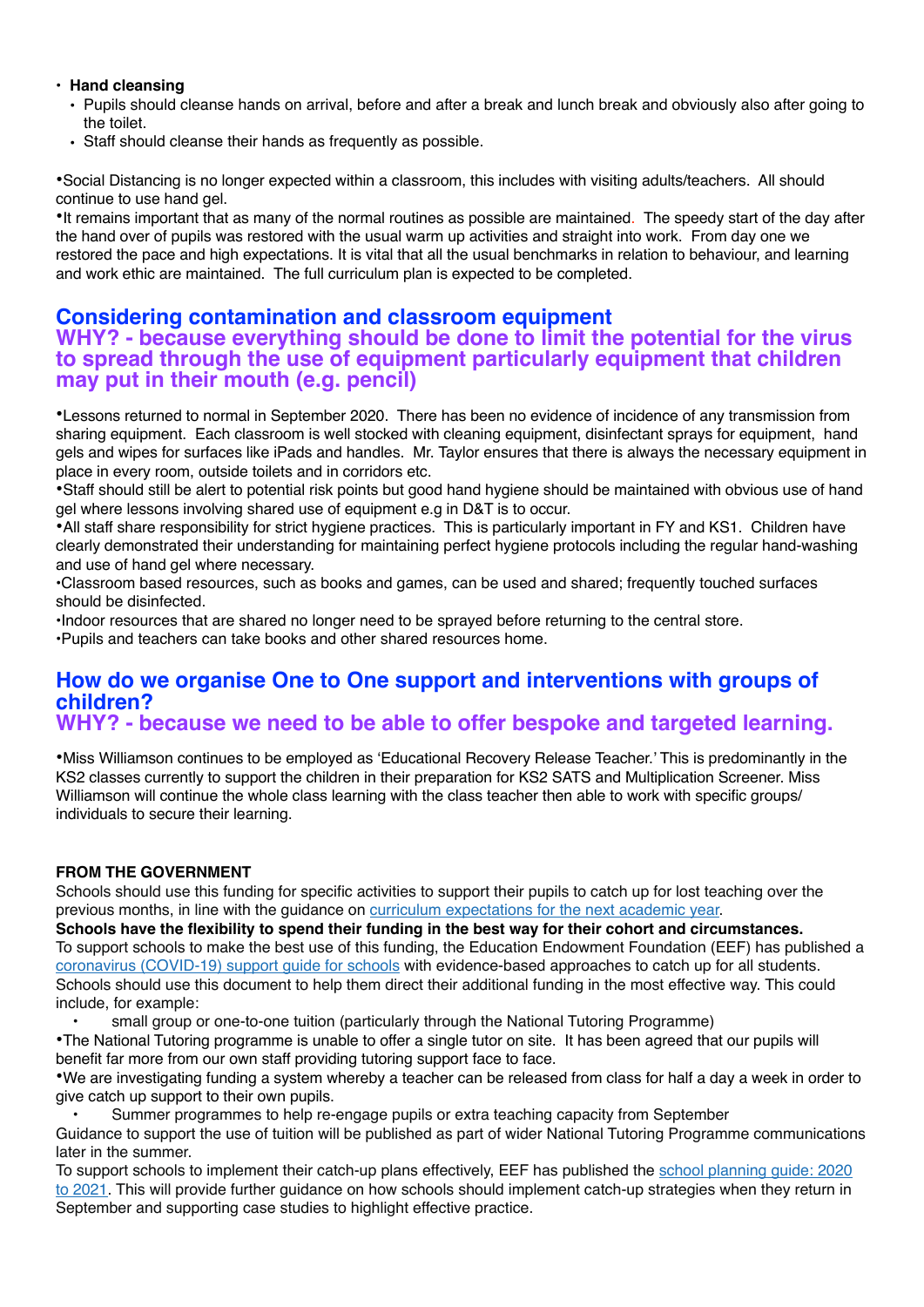- **Hand cleansing**
  - Pupils should cleanse hands on arrival, before and after a break and lunch break and obviously also after going to the toilet.
  - Staff should cleanse their hands as frequently as possible.

•Social Distancing is no longer expected within a classroom, this includes with visiting adults/teachers. All should continue to use hand gel.
•It remains important that as many of the normal routines as possible are maintained. The speedy start of the day after the hand over of pupils was restored with the usual warm up activities and straight into work. From day one we restored the pace and high expectations. It is vital that all the usual benchmarks in relation to behaviour, and learning and work ethic are maintained. The full curriculum plan is expected to be completed.

## Considering contamination and classroom equipment
## WHY? - because everything should be done to limit the potential for the virus to spread through the use of equipment particularly equipment that children may put in their mouth (e.g. pencil)

•Lessons returned to normal in September 2020. There has been no evidence of incidence of any transmission from sharing equipment. Each classroom is well stocked with cleaning equipment, disinfectant sprays for equipment, hand gels and wipes for surfaces like iPads and handles. Mr. Taylor ensures that there is always the necessary equipment in place in every room, outside toilets and in corridors etc.
•Staff should still be alert to potential risk points but good hand hygiene should be maintained with obvious use of hand gel where lessons involving shared use of equipment e.g in D&T is to occur.
•All staff share responsibility for strict hygiene practices. This is particularly important in FY and KS1. Children have clearly demonstrated their understanding for maintaining perfect hygiene protocols including the regular hand-washing and use of hand gel where necessary.
•Classroom based resources, such as books and games, can be used and shared; frequently touched surfaces should be disinfected.
•Indoor resources that are shared no longer need to be sprayed before returning to the central store.
•Pupils and teachers can take books and other shared resources home.

## How do we organise One to One support and interventions with groups of children?
## WHY? - because we need to be able to offer bespoke and targeted learning.

•Miss Williamson continues to be employed as 'Educational Recovery Release Teacher.' This is predominantly in the KS2 classes currently to support the children in their preparation for KS2 SATS and Multiplication Screener. Miss Williamson will continue the whole class learning with the class teacher then able to work with specific groups/ individuals to secure their learning.

**FROM THE GOVERNMENT**
Schools should use this funding for specific activities to support their pupils to catch up for lost teaching over the previous months, in line with the guidance on curriculum expectations for the next academic year.
**Schools have the flexibility to spend their funding in the best way for their cohort and circumstances.**
To support schools to make the best use of this funding, the Education Endowment Foundation (EEF) has published a coronavirus (COVID-19) support guide for schools with evidence-based approaches to catch up for all students. Schools should use this document to help them direct their additional funding in the most effective way. This could include, for example:

- small group or one-to-one tuition (particularly through the National Tutoring Programme)

•The National Tutoring programme is unable to offer a single tutor on site. It has been agreed that our pupils will benefit far more from our own staff providing tutoring support face to face.
•We are investigating funding a system whereby a teacher can be released from class for half a day a week in order to give catch up support to their own pupils.

- Summer programmes to help re-engage pupils or extra teaching capacity from September

Guidance to support the use of tuition will be published as part of wider National Tutoring Programme communications later in the summer.
To support schools to implement their catch-up plans effectively, EEF has published the school planning guide: 2020 to 2021. This will provide further guidance on how schools should implement catch-up strategies when they return in September and supporting case studies to highlight effective practice.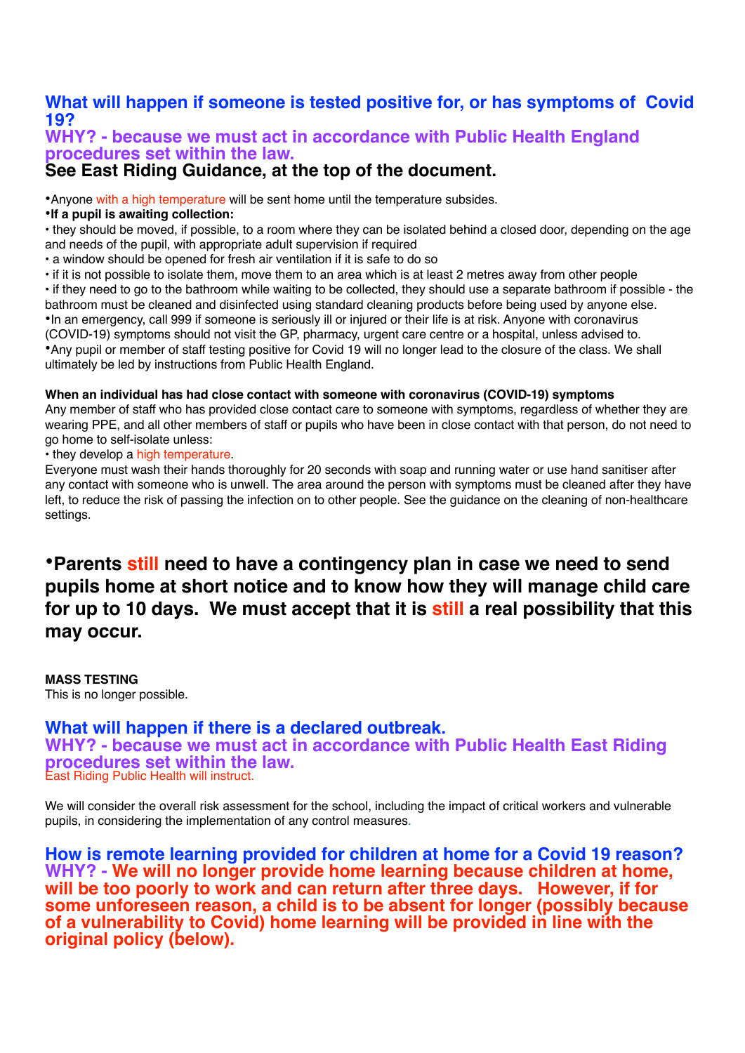## What will happen if someone is tested positive for, or has symptoms of Covid 19?

## WHY? - because we must act in accordance with Public Health England procedures set within the law.

## See East Riding Guidance, at the top of the document.

- Anyone with a high temperature will be sent home until the temperature subsides.
- **If a pupil is awaiting collection:**
  - they should be moved, if possible, to a room where they can be isolated behind a closed door, depending on the age and needs of the pupil, with appropriate adult supervision if required
  - a window should be opened for fresh air ventilation if it is safe to do so
  - if it is not possible to isolate them, move them to an area which is at least 2 metres away from other people
  - if they need to go to the bathroom while waiting to be collected, they should use a separate bathroom if possible - the bathroom must be cleaned and disinfected using standard cleaning products before being used by anyone else.
- In an emergency, call 999 if someone is seriously ill or injured or their life is at risk. Anyone with coronavirus (COVID-19) symptoms should not visit the GP, pharmacy, urgent care centre or a hospital, unless advised to.
- Any pupil or member of staff testing positive for Covid 19 will no longer lead to the closure of the class. We shall ultimately be led by instructions from Public Health England.

**When an individual has had close contact with someone with coronavirus (COVID-19) symptoms**

Any member of staff who has provided close contact care to someone with symptoms, regardless of whether they are wearing PPE, and all other members of staff or pupils who have been in close contact with that person, do not need to go home to self-isolate unless:

- they develop a high temperature.

Everyone must wash their hands thoroughly for 20 seconds with soap and running water or use hand sanitiser after any contact with someone who is unwell. The area around the person with symptoms must be cleaned after they have left, to reduce the risk of passing the infection on to other people. See the guidance on the cleaning of non-healthcare settings.

- **Parents still need to have a contingency plan in case we need to send pupils home at short notice and to know how they will manage child care for up to 10 days. We must accept that it is still a real possibility that this may occur.**

**MASS TESTING**

This is no longer possible.

## What will happen if there is a declared outbreak.

## WHY? - because we must act in accordance with Public Health East Riding procedures set within the law.

East Riding Public Health will instruct.

We will consider the overall risk assessment for the school, including the impact of critical workers and vulnerable pupils, in considering the implementation of any control measures.

## How is remote learning provided for children at home for a Covid 19 reason?

## WHY? - We will no longer provide home learning because children at home, will be too poorly to work and can return after three days. However, if for some unforeseen reason, a child is to be absent for longer (possibly because of a vulnerability to Covid) home learning will be provided in line with the original policy (below).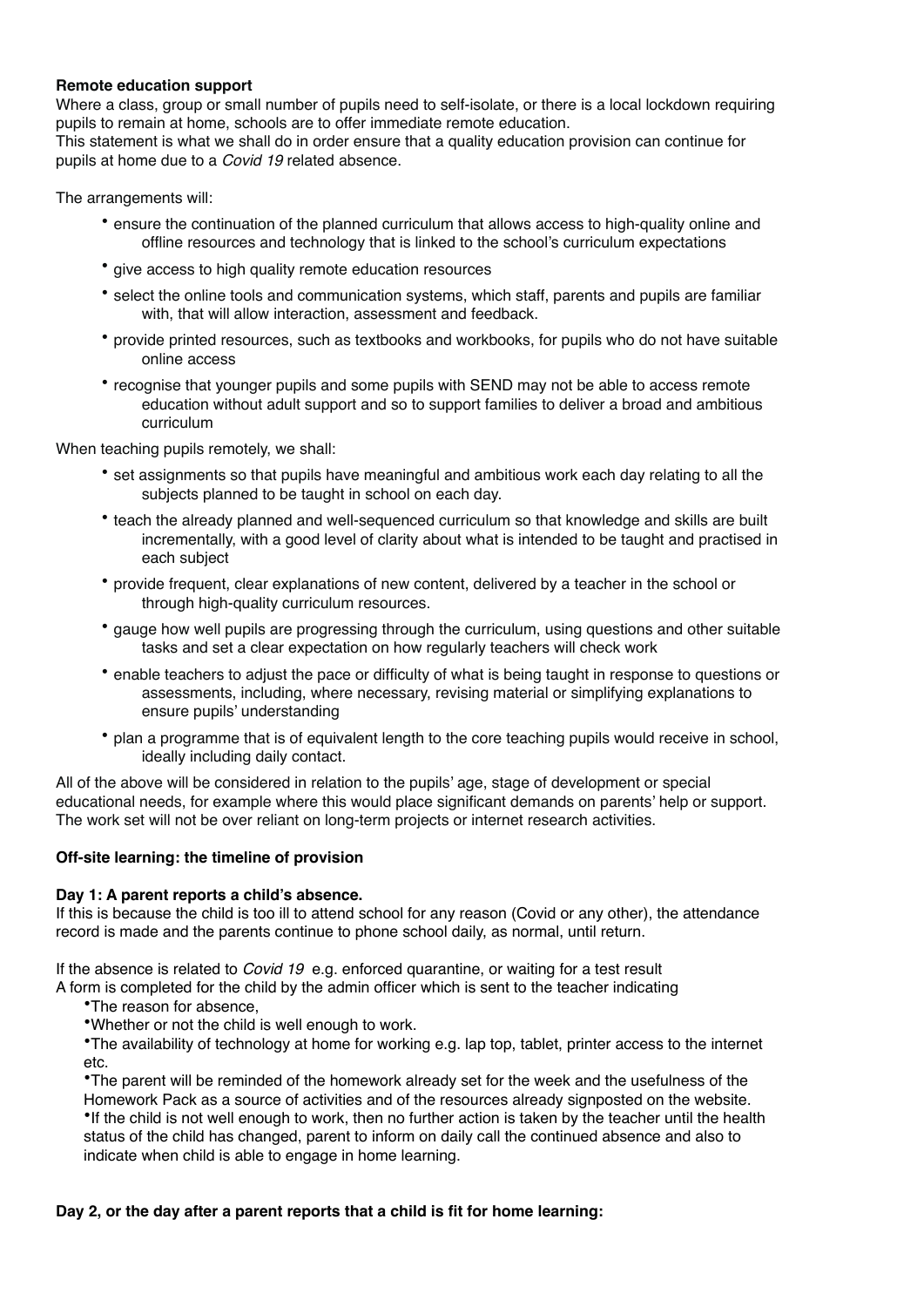**Remote education support**

Where a class, group or small number of pupils need to self-isolate, or there is a local lockdown requiring pupils to remain at home, schools are to offer immediate remote education.
This statement is what we shall do in order ensure that a quality education provision can continue for pupils at home due to a *Covid 19* related absence.

The arrangements will:

- ensure the continuation of the planned curriculum that allows access to high-quality online and offline resources and technology that is linked to the school's curriculum expectations
- give access to high quality remote education resources
- select the online tools and communication systems, which staff, parents and pupils are familiar with, that will allow interaction, assessment and feedback.
- provide printed resources, such as textbooks and workbooks, for pupils who do not have suitable online access
- recognise that younger pupils and some pupils with SEND may not be able to access remote education without adult support and so to support families to deliver a broad and ambitious curriculum

When teaching pupils remotely, we shall:

- set assignments so that pupils have meaningful and ambitious work each day relating to all the subjects planned to be taught in school on each day.
- teach the already planned and well-sequenced curriculum so that knowledge and skills are built incrementally, with a good level of clarity about what is intended to be taught and practised in each subject
- provide frequent, clear explanations of new content, delivered by a teacher in the school or through high-quality curriculum resources.
- gauge how well pupils are progressing through the curriculum, using questions and other suitable tasks and set a clear expectation on how regularly teachers will check work
- enable teachers to adjust the pace or difficulty of what is being taught in response to questions or assessments, including, where necessary, revising material or simplifying explanations to ensure pupils' understanding
- plan a programme that is of equivalent length to the core teaching pupils would receive in school, ideally including daily contact.

All of the above will be considered in relation to the pupils' age, stage of development or special educational needs, for example where this would place significant demands on parents' help or support. The work set will not be over reliant on long-term projects or internet research activities.

**Off-site learning: the timeline of provision**

**Day 1: A parent reports a child's absence.**

If this is because the child is too ill to attend school for any reason (Covid or any other), the attendance record is made and the parents continue to phone school daily, as normal, until return.

If the absence is related to *Covid 19* e.g. enforced quarantine, or waiting for a test result
A form is completed for the child by the admin officer which is sent to the teacher indicating

- The reason for absence,
- Whether or not the child is well enough to work.
- The availability of technology at home for working e.g. lap top, tablet, printer access to the internet etc.
- The parent will be reminded of the homework already set for the week and the usefulness of the Homework Pack as a source of activities and of the resources already signposted on the website.
- If the child is not well enough to work, then no further action is taken by the teacher until the health status of the child has changed, parent to inform on daily call the continued absence and also to indicate when child is able to engage in home learning.

**Day 2, or the day after a parent reports that a child is fit for home learning:**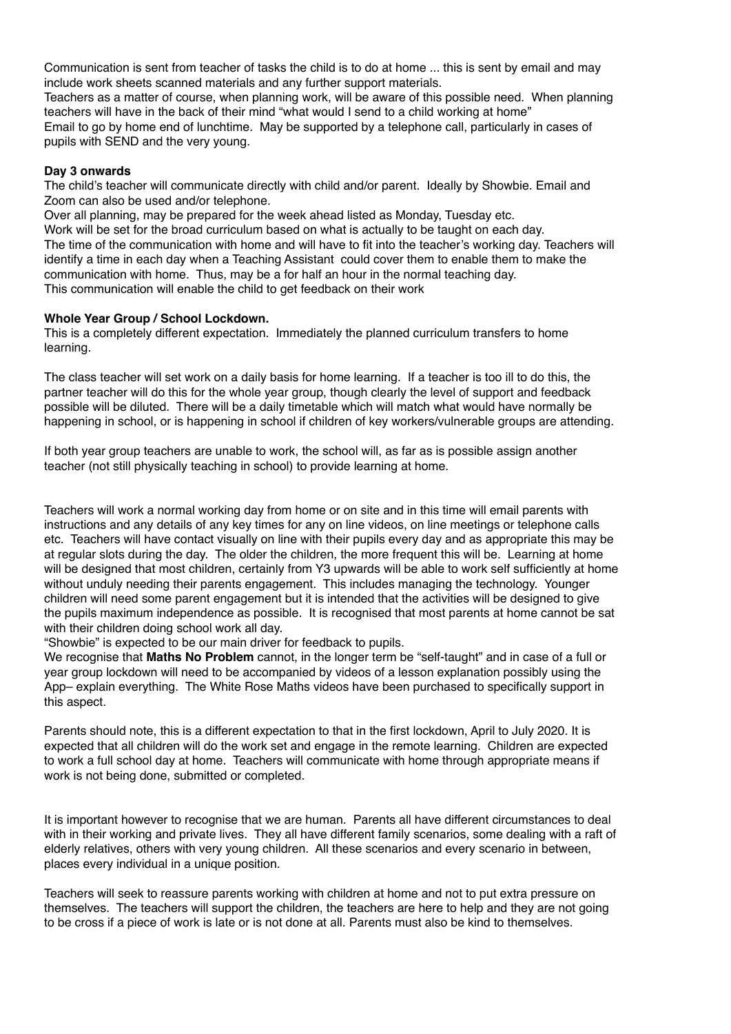Communication is sent from teacher of tasks the child is to do at home ... this is sent by email and may include work sheets scanned materials and any further support materials.
Teachers as a matter of course, when planning work, will be aware of this possible need. When planning teachers will have in the back of their mind "what would I send to a child working at home"
Email to go by home end of lunchtime. May be supported by a telephone call, particularly in cases of pupils with SEND and the very young.

**Day 3 onwards**

The child's teacher will communicate directly with child and/or parent. Ideally by Showbie. Email and Zoom can also be used and/or telephone.
Over all planning, may be prepared for the week ahead listed as Monday, Tuesday etc.
Work will be set for the broad curriculum based on what is actually to be taught on each day.
The time of the communication with home and will have to fit into the teacher's working day. Teachers will identify a time in each day when a Teaching Assistant could cover them to enable them to make the communication with home. Thus, may be a for half an hour in the normal teaching day.
This communication will enable the child to get feedback on their work

**Whole Year Group / School Lockdown.**

This is a completely different expectation. Immediately the planned curriculum transfers to home learning.

The class teacher will set work on a daily basis for home learning. If a teacher is too ill to do this, the partner teacher will do this for the whole year group, though clearly the level of support and feedback possible will be diluted. There will be a daily timetable which will match what would have normally be happening in school, or is happening in school if children of key workers/vulnerable groups are attending.

If both year group teachers are unable to work, the school will, as far as is possible assign another teacher (not still physically teaching in school) to provide learning at home.

Teachers will work a normal working day from home or on site and in this time will email parents with instructions and any details of any key times for any on line videos, on line meetings or telephone calls etc. Teachers will have contact visually on line with their pupils every day and as appropriate this may be at regular slots during the day. The older the children, the more frequent this will be. Learning at home will be designed that most children, certainly from Y3 upwards will be able to work self sufficiently at home without unduly needing their parents engagement. This includes managing the technology. Younger children will need some parent engagement but it is intended that the activities will be designed to give the pupils maximum independence as possible. It is recognised that most parents at home cannot be sat with their children doing school work all day.
"Showbie" is expected to be our main driver for feedback to pupils.
We recognise that **Maths No Problem** cannot, in the longer term be "self-taught" and in case of a full or year group lockdown will need to be accompanied by videos of a lesson explanation possibly using the App– explain everything. The White Rose Maths videos have been purchased to specifically support in this aspect.

Parents should note, this is a different expectation to that in the first lockdown, April to July 2020. It is expected that all children will do the work set and engage in the remote learning. Children are expected to work a full school day at home. Teachers will communicate with home through appropriate means if work is not being done, submitted or completed.

It is important however to recognise that we are human. Parents all have different circumstances to deal with in their working and private lives. They all have different family scenarios, some dealing with a raft of elderly relatives, others with very young children. All these scenarios and every scenario in between, places every individual in a unique position.

Teachers will seek to reassure parents working with children at home and not to put extra pressure on themselves. The teachers will support the children, the teachers are here to help and they are not going to be cross if a piece of work is late or is not done at all. Parents must also be kind to themselves.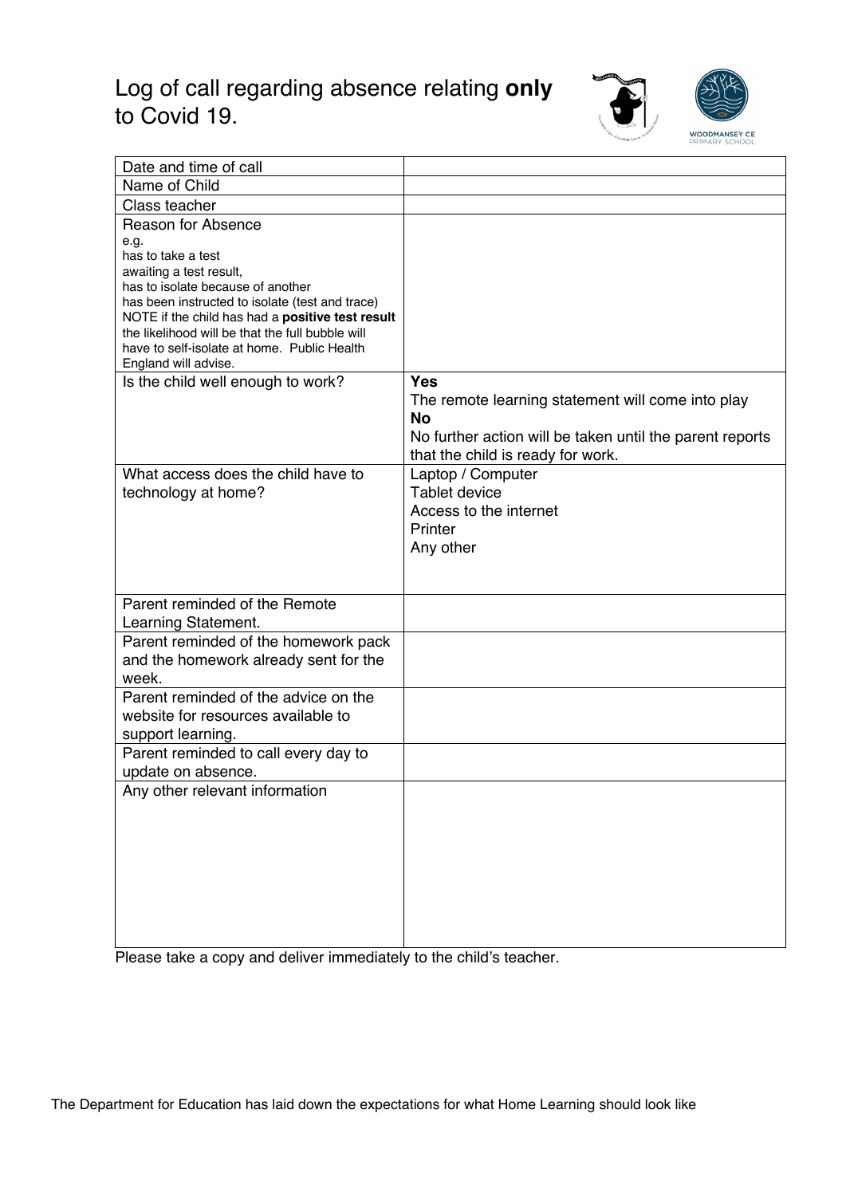# Log of call regarding absence relating **only** to Covid 19.

| | |
|---|---|
| Date and time of call | |
| Name of Child | |
| Class teacher | |
| Reason for Absence<br>e.g.<br>has to take a test<br>awaiting a test result,<br>has to isolate because of another<br>has been instructed to isolate (test and trace)<br>NOTE if the child has had a **positive test result** the likelihood will be that the full bubble will have to self-isolate at home. Public Health England will advise. | |
| Is the child well enough to work? | **Yes**<br>The remote learning statement will come into play<br>**No**<br>No further action will be taken until the parent reports that the child is ready for work. |
| What access does the child have to technology at home? | Laptop / Computer<br>Tablet device<br>Access to the internet<br>Printer<br>Any other |
| Parent reminded of the Remote Learning Statement. | |
| Parent reminded of the homework pack and the homework already sent for the week. | |
| Parent reminded of the advice on the website for resources available to support learning. | |
| Parent reminded to call every day to update on absence. | |
| Any other relevant information | |

Please take a copy and deliver immediately to the child's teacher.

The Department for Education has laid down the expectations for what Home Learning should look like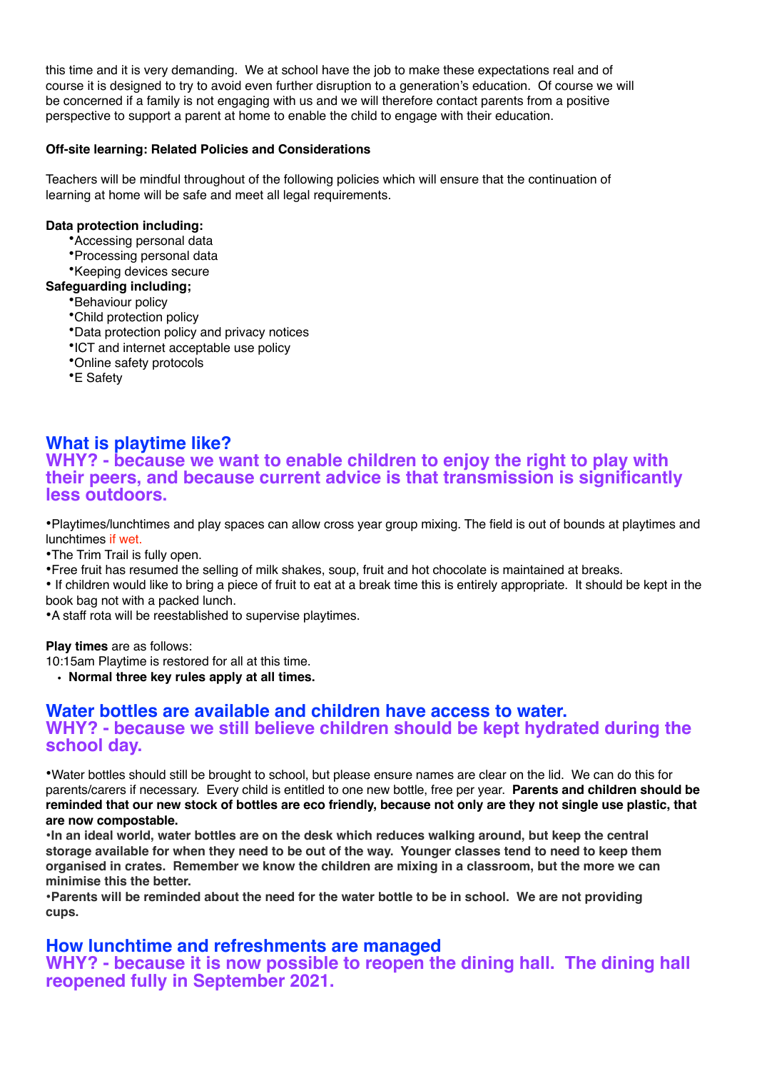this time and it is very demanding. We at school have the job to make these expectations real and of course it is designed to try to avoid even further disruption to a generation's education. Of course we will be concerned if a family is not engaging with us and we will therefore contact parents from a positive perspective to support a parent at home to enable the child to engage with their education.

**Off-site learning: Related Policies and Considerations**

Teachers will be mindful throughout of the following policies which will ensure that the continuation of learning at home will be safe and meet all legal requirements.

**Data protection including:**

- Accessing personal data
- Processing personal data
- Keeping devices secure

**Safeguarding including;**

- Behaviour policy
- Child protection policy
- Data protection policy and privacy notices
- ICT and internet acceptable use policy
- Online safety protocols
- E Safety

## What is playtime like?

## WHY? - because we want to enable children to enjoy the right to play with their peers, and because current advice is that transmission is significantly less outdoors.

- Playtimes/lunchtimes and play spaces can allow cross year group mixing. The field is out of bounds at playtimes and lunchtimes if wet.
- The Trim Trail is fully open.
- Free fruit has resumed the selling of milk shakes, soup, fruit and hot chocolate is maintained at breaks.
- If children would like to bring a piece of fruit to eat at a break time this is entirely appropriate. It should be kept in the book bag not with a packed lunch.
- A staff rota will be reestablished to supervise playtimes.

**Play times** are as follows:
10:15am Playtime is restored for all at this time.

- **Normal three key rules apply at all times.**

## Water bottles are available and children have access to water.

## WHY? - because we still believe children should be kept hydrated during the school day.

- Water bottles should still be brought to school, but please ensure names are clear on the lid. We can do this for parents/carers if necessary. Every child is entitled to one new bottle, free per year. **Parents and children should be reminded that our new stock of bottles are eco friendly, because not only are they not single use plastic, that are now compostable.**
- **In an ideal world, water bottles are on the desk which reduces walking around, but keep the central storage available for when they need to be out of the way. Younger classes tend to need to keep them organised in crates. Remember we know the children are mixing in a classroom, but the more we can minimise this the better.**
- **Parents will be reminded about the need for the water bottle to be in school. We are not providing cups.**

## How lunchtime and refreshments are managed

## WHY? - because it is now possible to reopen the dining hall. The dining hall reopened fully in September 2021.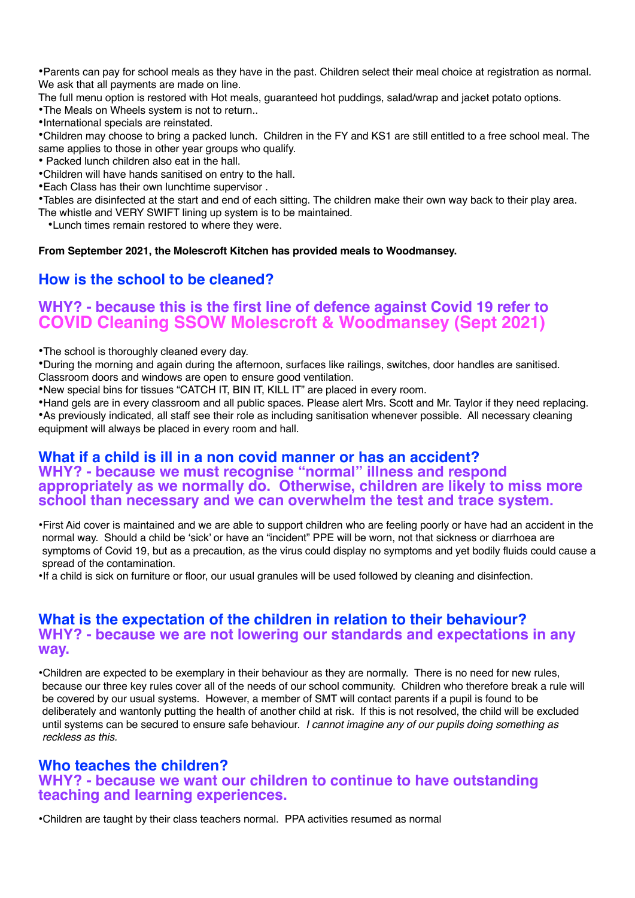- Parents can pay for school meals as they have in the past. Children select their meal choice at registration as normal. We ask that all payments are made on line.

The full menu option is restored with Hot meals, guaranteed hot puddings, salad/wrap and jacket potato options.

- The Meals on Wheels system is not to return..
- International specials are reinstated.
- Children may choose to bring a packed lunch. Children in the FY and KS1 are still entitled to a free school meal. The same applies to those in other year groups who qualify.
- Packed lunch children also eat in the hall.
- Children will have hands sanitised on entry to the hall.
- Each Class has their own lunchtime supervisor .
- Tables are disinfected at the start and end of each sitting. The children make their own way back to their play area. The whistle and VERY SWIFT lining up system is to be maintained.
- Lunch times remain restored to where they were.

**From September 2021, the Molescroft Kitchen has provided meals to Woodmansey.**

## How is the school to be cleaned?

## WHY? - because this is the first line of defence against Covid 19 refer to COVID Cleaning SSOW Molescroft & Woodmansey (Sept 2021)

- The school is thoroughly cleaned every day.
- During the morning and again during the afternoon, surfaces like railings, switches, door handles are sanitised. Classroom doors and windows are open to ensure good ventilation.
- New special bins for tissues "CATCH IT, BIN IT, KILL IT" are placed in every room.
- Hand gels are in every classroom and all public spaces. Please alert Mrs. Scott and Mr. Taylor if they need replacing.
- As previously indicated, all staff see their role as including sanitisation whenever possible. All necessary cleaning equipment will always be placed in every room and hall.

## What if a child is ill in a non covid manner or has an accident?

## WHY? - because we must recognise "normal" illness and respond appropriately as we normally do. Otherwise, children are likely to miss more school than necessary and we can overwhelm the test and trace system.

- First Aid cover is maintained and we are able to support children who are feeling poorly or have had an accident in the normal way. Should a child be 'sick' or have an "incident" PPE will be worn, not that sickness or diarrhoea are symptoms of Covid 19, but as a precaution, as the virus could display no symptoms and yet bodily fluids could cause a spread of the contamination.
- If a child is sick on furniture or floor, our usual granules will be used followed by cleaning and disinfection.

## What is the expectation of the children in relation to their behaviour?

## WHY? - because we are not lowering our standards and expectations in any way.

- Children are expected to be exemplary in their behaviour as they are normally. There is no need for new rules, because our three key rules cover all of the needs of our school community. Children who therefore break a rule will be covered by our usual systems. However, a member of SMT will contact parents if a pupil is found to be deliberately and wantonly putting the health of another child at risk. If this is not resolved, the child will be excluded until systems can be secured to ensure safe behaviour. *I cannot imagine any of our pupils doing something as reckless as this.*

## Who teaches the children?

## WHY? - because we want our children to continue to have outstanding teaching and learning experiences.

- Children are taught by their class teachers normal. PPA activities resumed as normal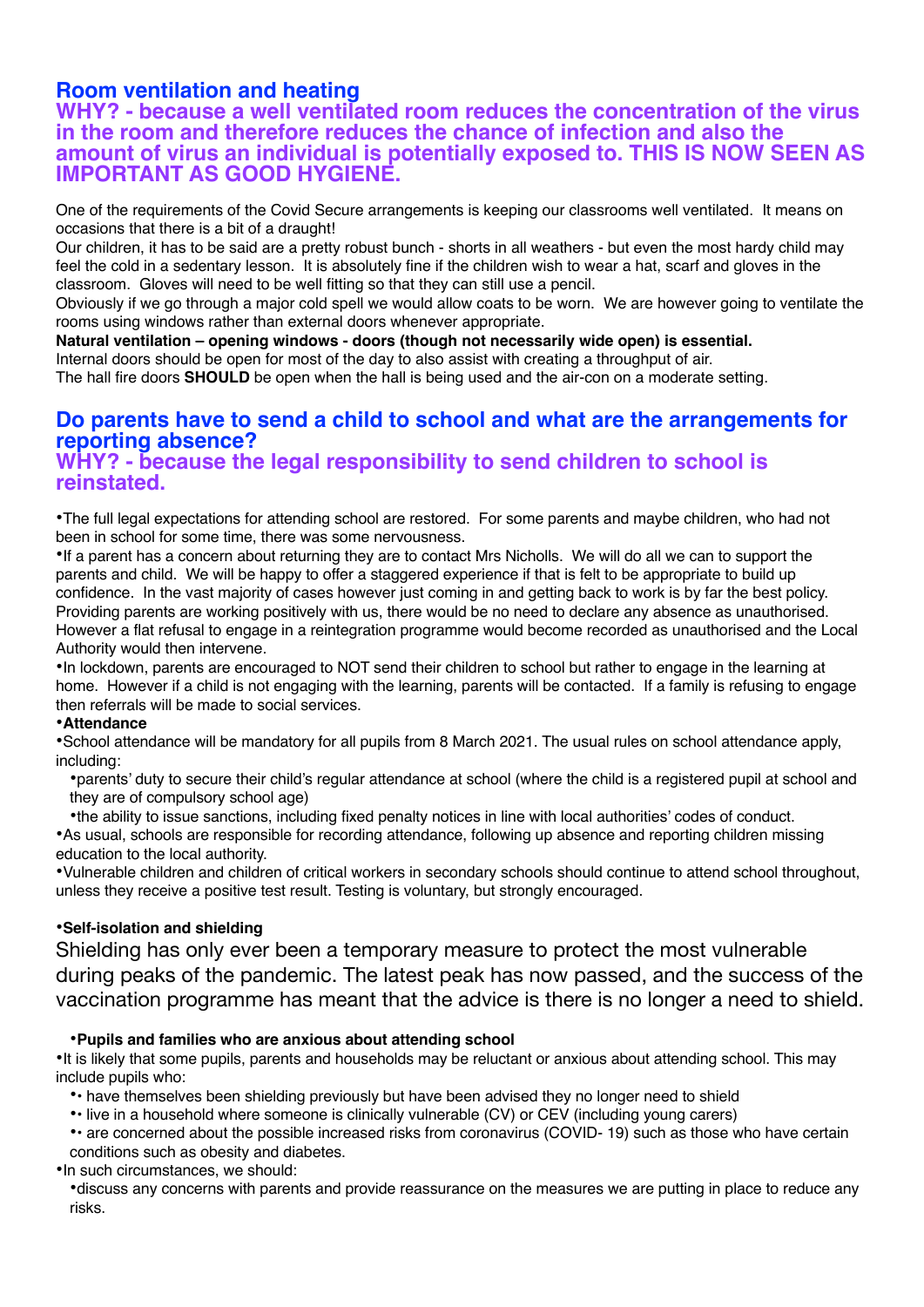## Room ventilation and heating

### WHY? - because a well ventilated room reduces the concentration of the virus in the room and therefore reduces the chance of infection and also the amount of virus an individual is potentially exposed to. THIS IS NOW SEEN AS IMPORTANT AS GOOD HYGIENE.

One of the requirements of the Covid Secure arrangements is keeping our classrooms well ventilated. It means on occasions that there is a bit of a draught!

Our children, it has to be said are a pretty robust bunch - shorts in all weathers - but even the most hardy child may feel the cold in a sedentary lesson. It is absolutely fine if the children wish to wear a hat, scarf and gloves in the classroom. Gloves will need to be well fitting so that they can still use a pencil.

Obviously if we go through a major cold spell we would allow coats to be worn. We are however going to ventilate the rooms using windows rather than external doors whenever appropriate.

**Natural ventilation – opening windows - doors (though not necessarily wide open) is essential.**

Internal doors should be open for most of the day to also assist with creating a throughput of air.

The hall fire doors **SHOULD** be open when the hall is being used and the air-con on a moderate setting.

## Do parents have to send a child to school and what are the arrangements for reporting absence?

### WHY? - because the legal responsibility to send children to school is reinstated.

- The full legal expectations for attending school are restored. For some parents and maybe children, who had not been in school for some time, there was some nervousness.
- If a parent has a concern about returning they are to contact Mrs Nicholls. We will do all we can to support the parents and child. We will be happy to offer a staggered experience if that is felt to be appropriate to build up confidence. In the vast majority of cases however just coming in and getting back to work is by far the best policy. Providing parents are working positively with us, there would be no need to declare any absence as unauthorised. However a flat refusal to engage in a reintegration programme would become recorded as unauthorised and the Local Authority would then intervene.
- In lockdown, parents are encouraged to NOT send their children to school but rather to engage in the learning at home. However if a child is not engaging with the learning, parents will be contacted. If a family is refusing to engage then referrals will be made to social services.
- **Attendance**
- School attendance will be mandatory for all pupils from 8 March 2021. The usual rules on school attendance apply, including:
  - parents' duty to secure their child's regular attendance at school (where the child is a registered pupil at school and they are of compulsory school age)
  - the ability to issue sanctions, including fixed penalty notices in line with local authorities' codes of conduct.
- As usual, schools are responsible for recording attendance, following up absence and reporting children missing education to the local authority.
- Vulnerable children and children of critical workers in secondary schools should continue to attend school throughout, unless they receive a positive test result. Testing is voluntary, but strongly encouraged.

- **Self-isolation and shielding**

Shielding has only ever been a temporary measure to protect the most vulnerable during peaks of the pandemic. The latest peak has now passed, and the success of the vaccination programme has meant that the advice is there is no longer a need to shield.

- **Pupils and families who are anxious about attending school**
- It is likely that some pupils, parents and households may be reluctant or anxious about attending school. This may include pupils who:
  - • have themselves been shielding previously but have been advised they no longer need to shield
  - • live in a household where someone is clinically vulnerable (CV) or CEV (including young carers)
  - • are concerned about the possible increased risks from coronavirus (COVID- 19) such as those who have certain conditions such as obesity and diabetes.
- In such circumstances, we should:
  - discuss any concerns with parents and provide reassurance on the measures we are putting in place to reduce any risks.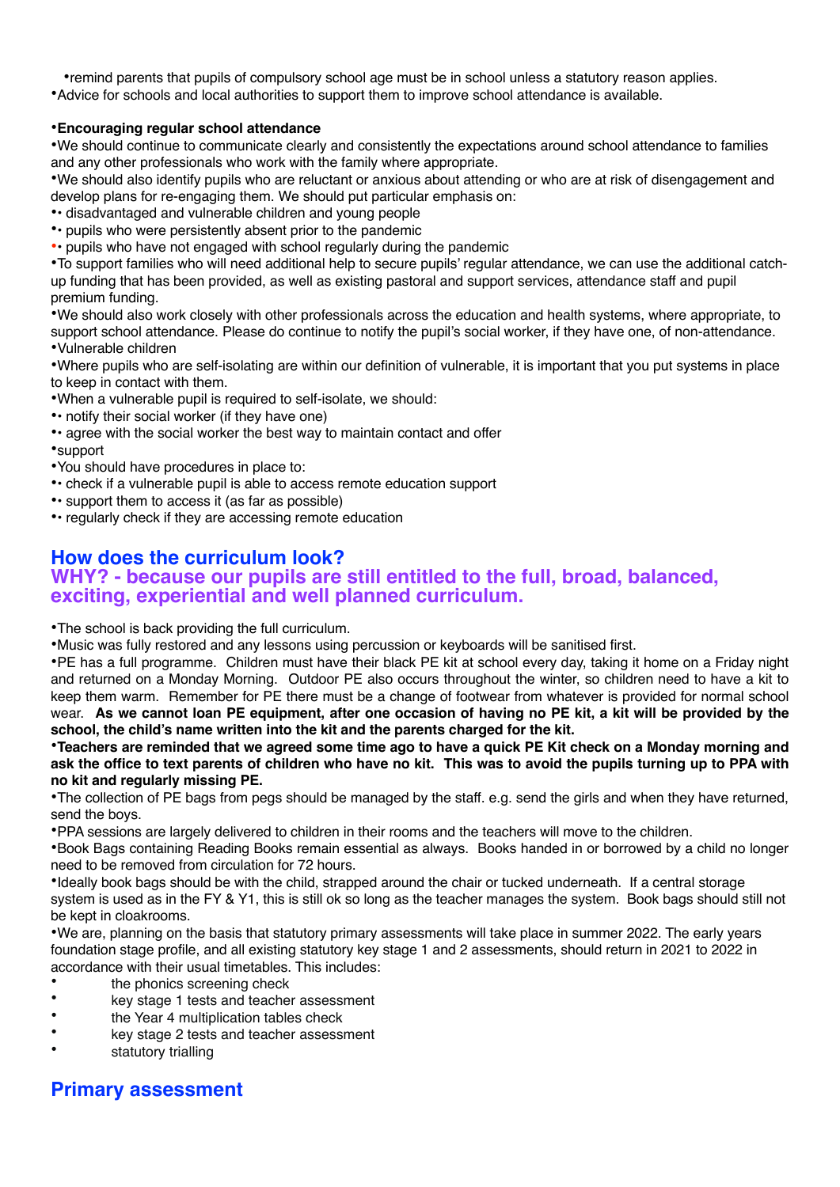•remind parents that pupils of compulsory school age must be in school unless a statutory reason applies.

•Advice for schools and local authorities to support them to improve school attendance is available.

**•Encouraging regular school attendance**

•We should continue to communicate clearly and consistently the expectations around school attendance to families and any other professionals who work with the family where appropriate.

•We should also identify pupils who are reluctant or anxious about attending or who are at risk of disengagement and develop plans for re-engaging them. We should put particular emphasis on:

•• disadvantaged and vulnerable children and young people

•• pupils who were persistently absent prior to the pandemic

•• pupils who have not engaged with school regularly during the pandemic

•To support families who will need additional help to secure pupils' regular attendance, we can use the additional catch-up funding that has been provided, as well as existing pastoral and support services, attendance staff and pupil premium funding.

•We should also work closely with other professionals across the education and health systems, where appropriate, to support school attendance. Please do continue to notify the pupil's social worker, if they have one, of non-attendance.

•Vulnerable children

•Where pupils who are self-isolating are within our definition of vulnerable, it is important that you put systems in place to keep in contact with them.

•When a vulnerable pupil is required to self-isolate, we should:

•• notify their social worker (if they have one)

•• agree with the social worker the best way to maintain contact and offer

•support

•You should have procedures in place to:

•• check if a vulnerable pupil is able to access remote education support

•• support them to access it (as far as possible)

•• regularly check if they are accessing remote education

## How does the curriculum look?

## WHY? - because our pupils are still entitled to the full, broad, balanced, exciting, experiential and well planned curriculum.

•The school is back providing the full curriculum.

•Music was fully restored and any lessons using percussion or keyboards will be sanitised first.

•PE has a full programme. Children must have their black PE kit at school every day, taking it home on a Friday night and returned on a Monday Morning. Outdoor PE also occurs throughout the winter, so children need to have a kit to keep them warm. Remember for PE there must be a change of footwear from whatever is provided for normal school wear. **As we cannot loan PE equipment, after one occasion of having no PE kit, a kit will be provided by the school, the child's name written into the kit and the parents charged for the kit.**

**•Teachers are reminded that we agreed some time ago to have a quick PE Kit check on a Monday morning and ask the office to text parents of children who have no kit. This was to avoid the pupils turning up to PPA with no kit and regularly missing PE.**

•The collection of PE bags from pegs should be managed by the staff. e.g. send the girls and when they have returned, send the boys.

•PPA sessions are largely delivered to children in their rooms and the teachers will move to the children.

•Book Bags containing Reading Books remain essential as always. Books handed in or borrowed by a child no longer need to be removed from circulation for 72 hours.

•Ideally book bags should be with the child, strapped around the chair or tucked underneath. If a central storage system is used as in the FY & Y1, this is still ok so long as the teacher manages the system. Book bags should still not be kept in cloakrooms.

•We are, planning on the basis that statutory primary assessments will take place in summer 2022. The early years foundation stage profile, and all existing statutory key stage 1 and 2 assessments, should return in 2021 to 2022 in accordance with their usual timetables. This includes:

- the phonics screening check
- key stage 1 tests and teacher assessment
- the Year 4 multiplication tables check
- key stage 2 tests and teacher assessment
- statutory trialling

## Primary assessment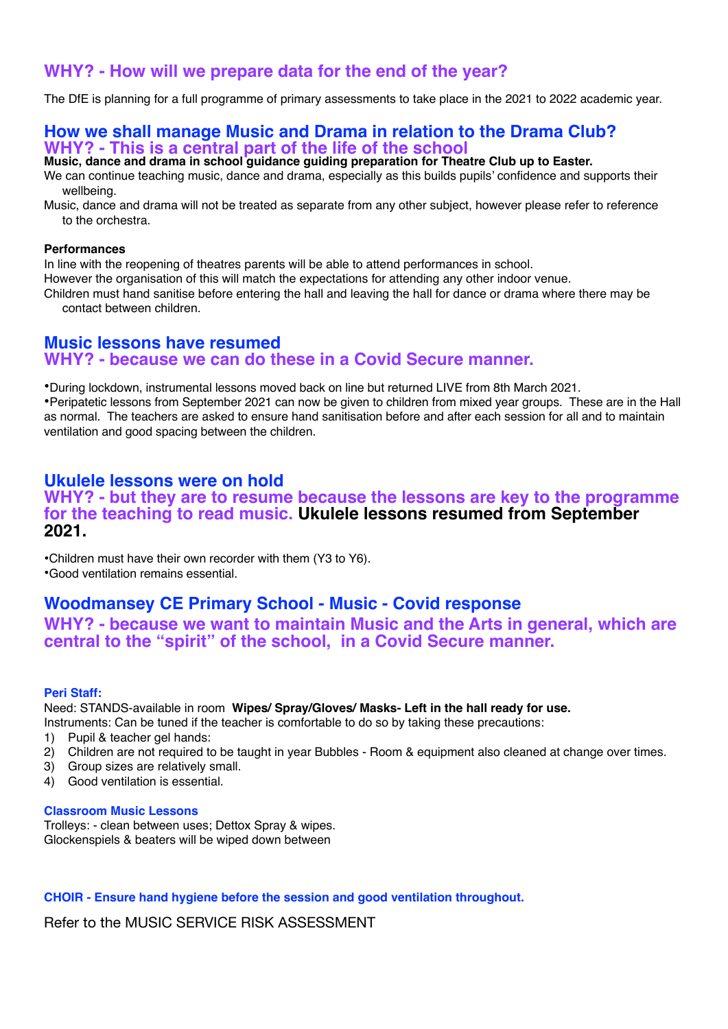## WHY? - How will we prepare data for the end of the year?

The DfE is planning for a full programme of primary assessments to take place in the 2021 to 2022 academic year.

## How we shall manage Music and Drama in relation to the Drama Club?
## WHY? - This is a central part of the life of the school

**Music, dance and drama in school guidance guiding preparation for Theatre Club up to Easter.**

We can continue teaching music, dance and drama, especially as this builds pupils' confidence and supports their wellbeing.

Music, dance and drama will not be treated as separate from any other subject, however please refer to reference to the orchestra.

**Performances**

In line with the reopening of theatres parents will be able to attend performances in school.

However the organisation of this will match the expectations for attending any other indoor venue.

Children must hand sanitise before entering the hall and leaving the hall for dance or drama where there may be contact between children.

## Music lessons have resumed
## WHY? - because we can do these in a Covid Secure manner.

- During lockdown, instrumental lessons moved back on line but returned LIVE from 8th March 2021.
- Peripatetic lessons from September 2021 can now be given to children from mixed year groups. These are in the Hall as normal. The teachers are asked to ensure hand sanitisation before and after each session for all and to maintain ventilation and good spacing between the children.

## Ukulele lessons were on hold
## WHY? - but they are to resume because the lessons are key to the programme for the teaching to read music. Ukulele lessons resumed from September 2021.

- Children must have their own recorder with them (Y3 to Y6).
- Good ventilation remains essential.

## Woodmansey CE Primary School - Music - Covid response
## WHY? - because we want to maintain Music and the Arts in general, which are central to the "spirit" of the school, in a Covid Secure manner.

### Peri Staff:

Need: STANDS-available in room **Wipes/ Spray/Gloves/ Masks- Left in the hall ready for use.**

Instruments: Can be tuned if the teacher is comfortable to do so by taking these precautions:

1) Pupil & teacher gel hands:
2) Children are not required to be taught in year Bubbles - Room & equipment also cleaned at change over times.
3) Group sizes are relatively small.
4) Good ventilation is essential.

### Classroom Music Lessons

Trolleys: - clean between uses; Dettox Spray & wipes.

Glockenspiels & beaters will be wiped down between

**CHOIR - Ensure hand hygiene before the session and good ventilation throughout.**

Refer to the MUSIC SERVICE RISK ASSESSMENT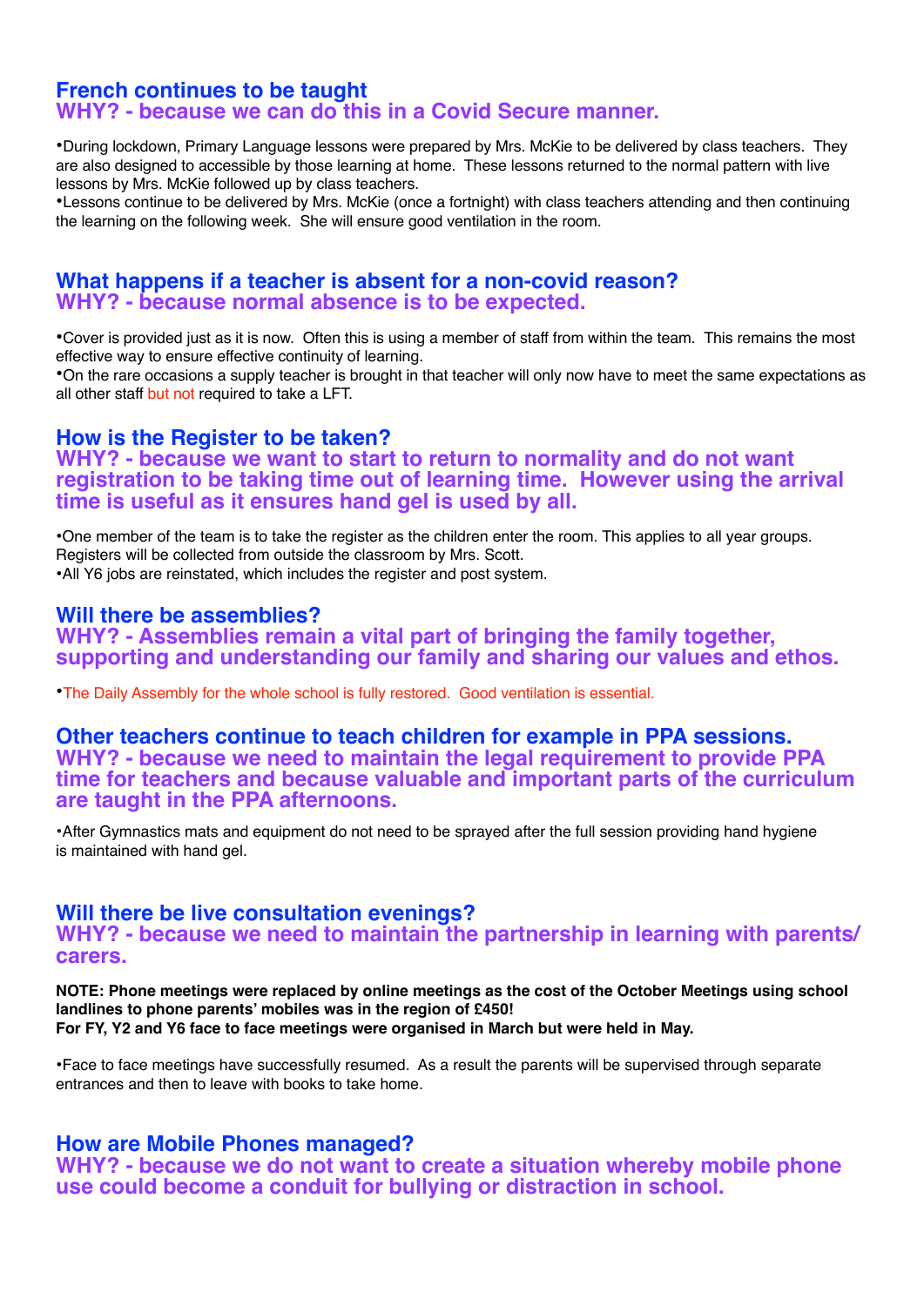## French continues to be taught
## WHY? - because we can do this in a Covid Secure manner.

•During lockdown, Primary Language lessons were prepared by Mrs. McKie to be delivered by class teachers. They are also designed to accessible by those learning at home. These lessons returned to the normal pattern with live lessons by Mrs. McKie followed up by class teachers.
•Lessons continue to be delivered by Mrs. McKie (once a fortnight) with class teachers attending and then continuing the learning on the following week. She will ensure good ventilation in the room.

## What happens if a teacher is absent for a non-covid reason?
## WHY? - because normal absence is to be expected.

•Cover is provided just as it is now. Often this is using a member of staff from within the team. This remains the most effective way to ensure effective continuity of learning.
•On the rare occasions a supply teacher is brought in that teacher will only now have to meet the same expectations as all other staff but not required to take a LFT.

## How is the Register to be taken?
## WHY? - because we want to start to return to normality and do not want registration to be taking time out of learning time. However using the arrival time is useful as it ensures hand gel is used by all.

•One member of the team is to take the register as the children enter the room. This applies to all year groups. Registers will be collected from outside the classroom by Mrs. Scott.
•All Y6 jobs are reinstated, which includes the register and post system.

## Will there be assemblies?
## WHY? - Assemblies remain a vital part of bringing the family together, supporting and understanding our family and sharing our values and ethos.

•The Daily Assembly for the whole school is fully restored. Good ventilation is essential.

## Other teachers continue to teach children for example in PPA sessions.
## WHY? - because we need to maintain the legal requirement to provide PPA time for teachers and because valuable and important parts of the curriculum are taught in the PPA afternoons.

•After Gymnastics mats and equipment do not need to be sprayed after the full session providing hand hygiene is maintained with hand gel.

## Will there be live consultation evenings?
## WHY? - because we need to maintain the partnership in learning with parents/carers.

**NOTE: Phone meetings were replaced by online meetings as the cost of the October Meetings using school landlines to phone parents' mobiles was in the region of £450!**
**For FY, Y2 and Y6 face to face meetings were organised in March but were held in May.**

•Face to face meetings have successfully resumed. As a result the parents will be supervised through separate entrances and then to leave with books to take home.

## How are Mobile Phones managed?
## WHY? - because we do not want to create a situation whereby mobile phone use could become a conduit for bullying or distraction in school.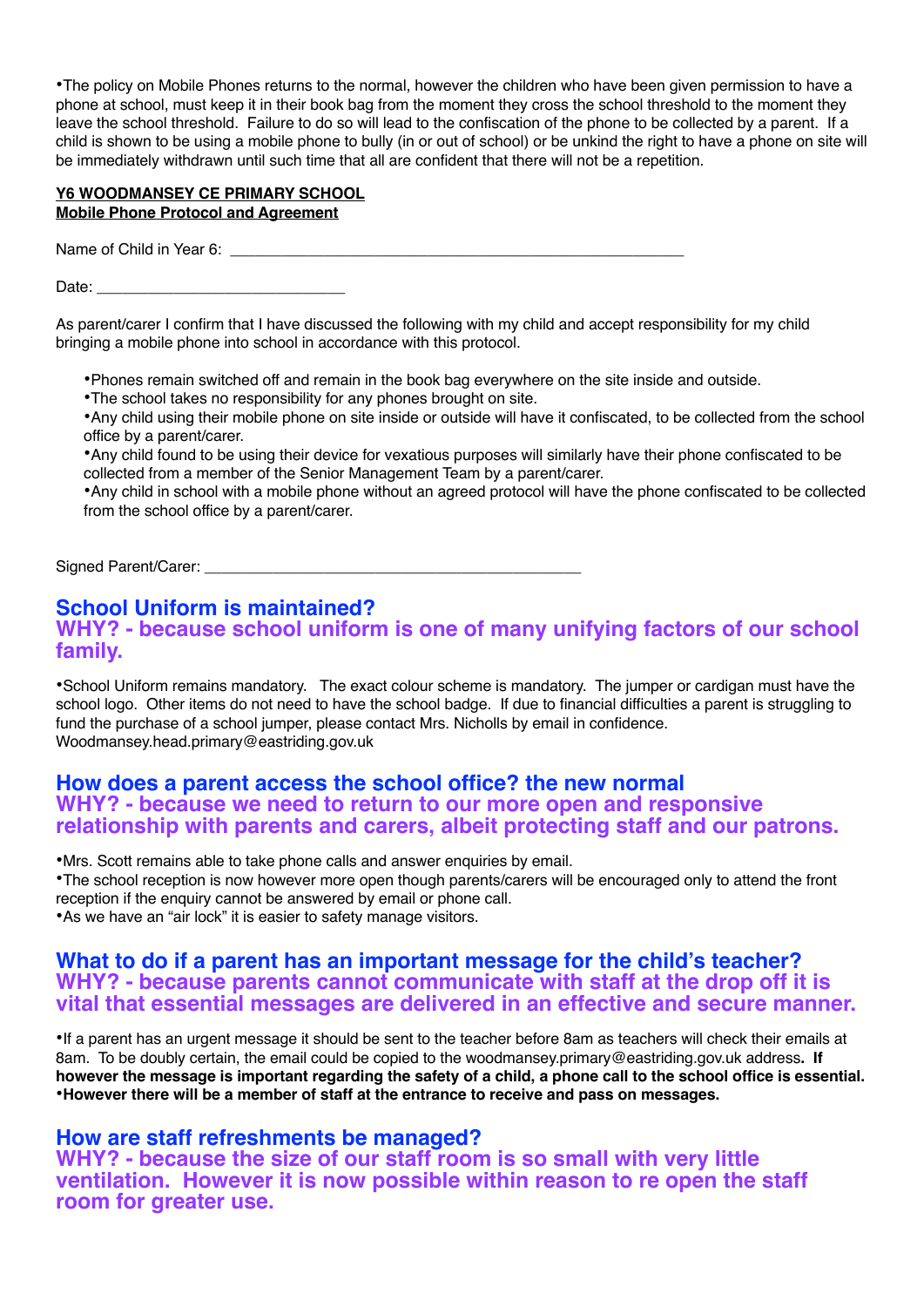•The policy on Mobile Phones returns to the normal, however the children who have been given permission to have a phone at school, must keep it in their book bag from the moment they cross the school threshold to the moment they leave the school threshold. Failure to do so will lead to the confiscation of the phone to be collected by a parent. If a child is shown to be using a mobile phone to bully (in or out of school) or be unkind the right to have a phone on site will be immediately withdrawn until such time that all are confident that there will not be a repetition.

**Y6 WOODMANSEY CE PRIMARY SCHOOL**
**Mobile Phone Protocol and Agreement**

Name of Child in Year 6: ______________________________________________________

Date: ______________________________

As parent/carer I confirm that I have discussed the following with my child and accept responsibility for my child bringing a mobile phone into school in accordance with this protocol.

- •Phones remain switched off and remain in the book bag everywhere on the site inside and outside.
- •The school takes no responsibility for any phones brought on site.
- •Any child using their mobile phone on site inside or outside will have it confiscated, to be collected from the school office by a parent/carer.
- •Any child found to be using their device for vexatious purposes will similarly have their phone confiscated to be collected from a member of the Senior Management Team by a parent/carer.
- •Any child in school with a mobile phone without an agreed protocol will have the phone confiscated to be collected from the school office by a parent/carer.

Signed Parent/Carer: _____________________________________________

## School Uniform is maintained?
## WHY? - because school uniform is one of many unifying factors of our school family.

•School Uniform remains mandatory. The exact colour scheme is mandatory. The jumper or cardigan must have the school logo. Other items do not need to have the school badge. If due to financial difficulties a parent is struggling to fund the purchase of a school jumper, please contact Mrs. Nicholls by email in confidence. Woodmansey.head.primary@eastriding.gov.uk

## How does a parent access the school office? the new normal
## WHY? - because we need to return to our more open and responsive relationship with parents and carers, albeit protecting staff and our patrons.

•Mrs. Scott remains able to take phone calls and answer enquiries by email.
•The school reception is now however more open though parents/carers will be encouraged only to attend the front reception if the enquiry cannot be answered by email or phone call.
•As we have an "air lock" it is easier to safety manage visitors.

## What to do if a parent has an important message for the child's teacher?
## WHY? - because parents cannot communicate with staff at the drop off it is vital that essential messages are delivered in an effective and secure manner.

•If a parent has an urgent message it should be sent to the teacher before 8am as teachers will check their emails at 8am. To be doubly certain, the email could be copied to the woodmansey.primary@eastriding.gov.uk address**. If however the message is important regarding the safety of a child, a phone call to the school office is essential.**
**•However there will be a member of staff at the entrance to receive and pass on messages.**

## How are staff refreshments be managed?
## WHY? - because the size of our staff room is so small with very little ventilation. However it is now possible within reason to re open the staff room for greater use.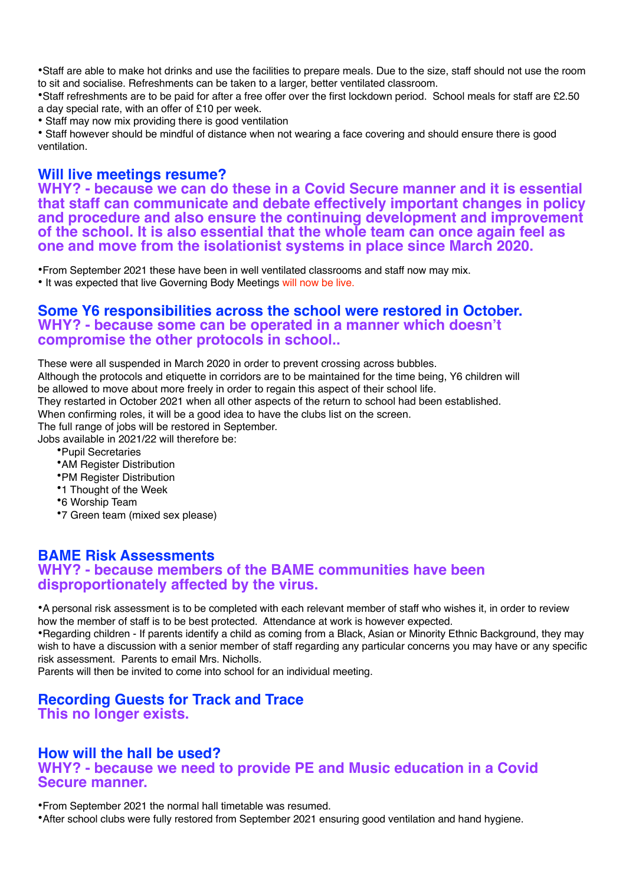•Staff are able to make hot drinks and use the facilities to prepare meals. Due to the size, staff should not use the room to sit and socialise. Refreshments can be taken to a larger, better ventilated classroom.
•Staff refreshments are to be paid for after a free offer over the first lockdown period. School meals for staff are £2.50 a day special rate, with an offer of £10 per week.
• Staff may now mix providing there is good ventilation
• Staff however should be mindful of distance when not wearing a face covering and should ensure there is good ventilation.

## Will live meetings resume?
## WHY? - because we can do these in a Covid Secure manner and it is essential that staff can communicate and debate effectively important changes in policy and procedure and also ensure the continuing development and improvement of the school. It is also essential that the whole team can once again feel as one and move from the isolationist systems in place since March 2020.

•From September 2021 these have been in well ventilated classrooms and staff now may mix.
• It was expected that live Governing Body Meetings will now be live.

## Some Y6 responsibilities across the school were restored in October.
## WHY? - because some can be operated in a manner which doesn't compromise the other protocols in school..

These were all suspended in March 2020 in order to prevent crossing across bubbles.
Although the protocols and etiquette in corridors are to be maintained for the time being, Y6 children will be allowed to move about more freely in order to regain this aspect of their school life.
They restarted in October 2021 when all other aspects of the return to school had been established.
When confirming roles, it will be a good idea to have the clubs list on the screen.
The full range of jobs will be restored in September.
Jobs available in 2021/22 will therefore be:

- Pupil Secretaries
- AM Register Distribution
- PM Register Distribution
- 1 Thought of the Week
- 6 Worship Team
- 7 Green team (mixed sex please)

## BAME Risk Assessments
## WHY? - because members of the BAME communities have been disproportionately affected by the virus.

•A personal risk assessment is to be completed with each relevant member of staff who wishes it, in order to review how the member of staff is to be best protected. Attendance at work is however expected.
•Regarding children - If parents identify a child as coming from a Black, Asian or Minority Ethnic Background, they may wish to have a discussion with a senior member of staff regarding any particular concerns you may have or any specific risk assessment. Parents to email Mrs. Nicholls.
Parents will then be invited to come into school for an individual meeting.

## Recording Guests for Track and Trace
## This no longer exists.

## How will the hall be used?
## WHY? - because we need to provide PE and Music education in a Covid Secure manner.

•From September 2021 the normal hall timetable was resumed.
•After school clubs were fully restored from September 2021 ensuring good ventilation and hand hygiene.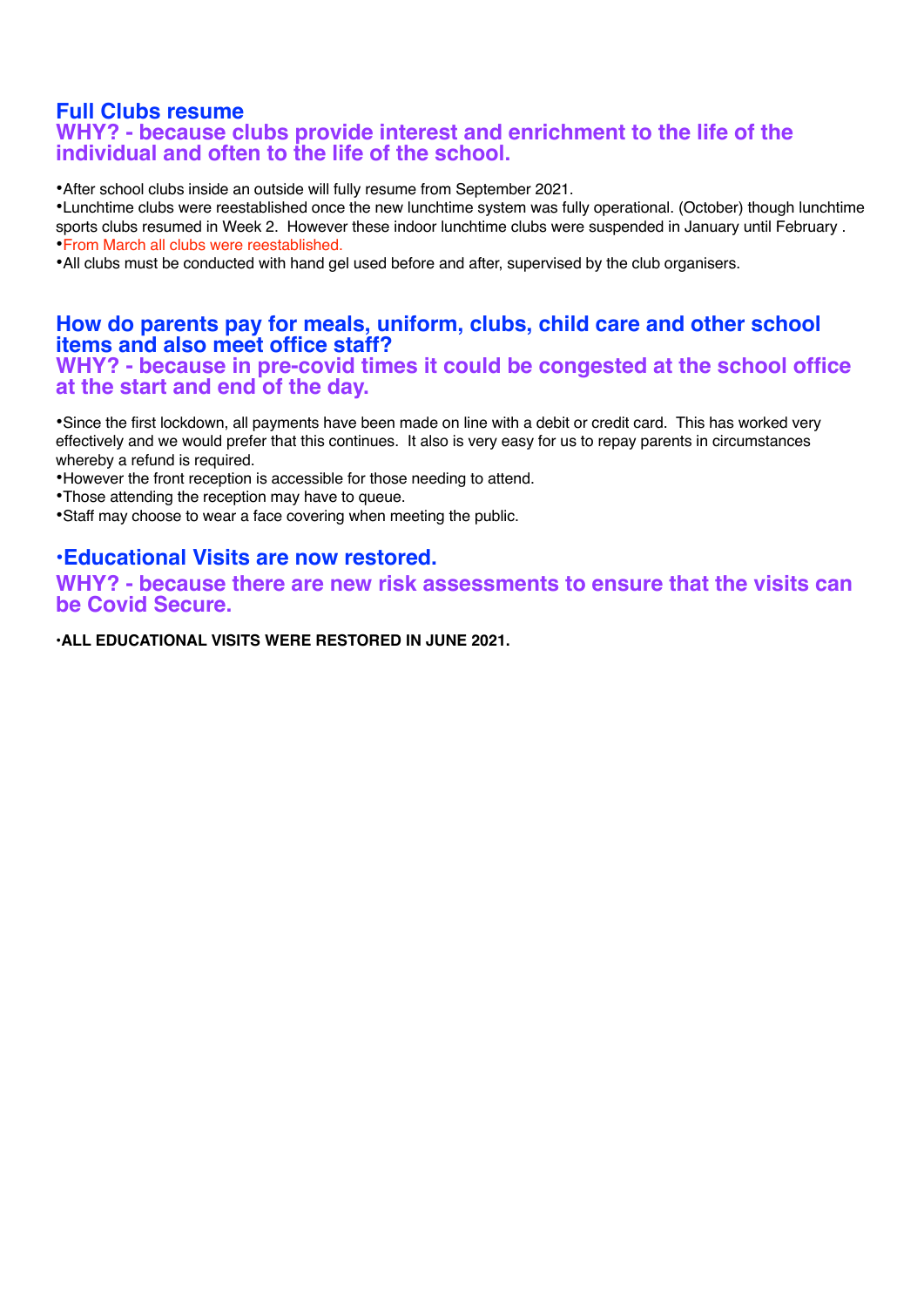## Full Clubs resume

### WHY? - because clubs provide interest and enrichment to the life of the individual and often to the life of the school.

- After school clubs inside an outside will fully resume from September 2021.
- Lunchtime clubs were reestablished once the new lunchtime system was fully operational. (October) though lunchtime sports clubs resumed in Week 2. However these indoor lunchtime clubs were suspended in January until February .
- From March all clubs were reestablished.
- All clubs must be conducted with hand gel used before and after, supervised by the club organisers.

## How do parents pay for meals, uniform, clubs, child care and other school items and also meet office staff?

### WHY? - because in pre-covid times it could be congested at the school office at the start and end of the day.

- Since the first lockdown, all payments have been made on line with a debit or credit card. This has worked very effectively and we would prefer that this continues. It also is very easy for us to repay parents in circumstances whereby a refund is required.
- However the front reception is accessible for those needing to attend.
- Those attending the reception may have to queue.
- Staff may choose to wear a face covering when meeting the public.

## •Educational Visits are now restored.

### WHY? - because there are new risk assessments to ensure that the visits can be Covid Secure.

**•ALL EDUCATIONAL VISITS WERE RESTORED IN JUNE 2021.**